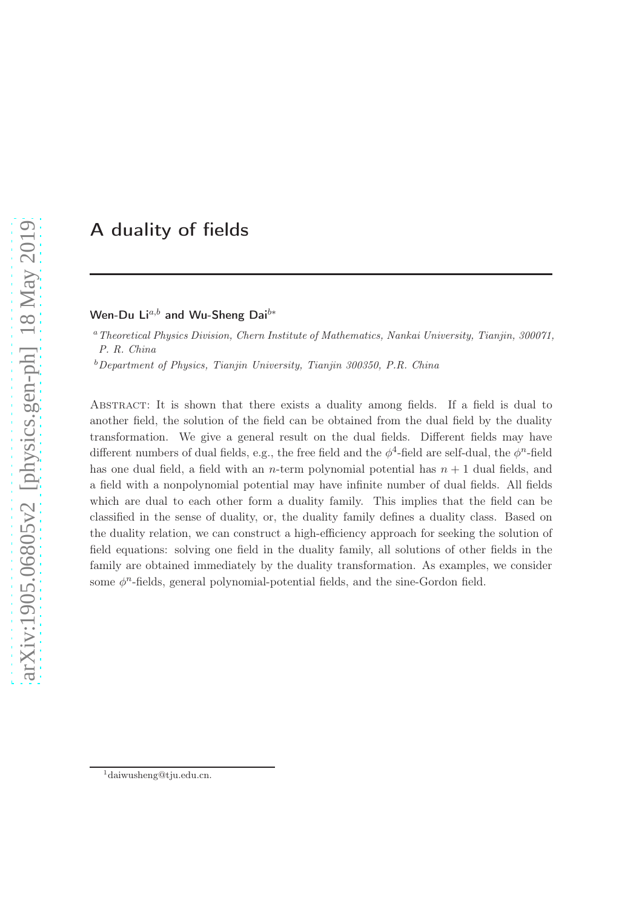# A duality of fields

**Wen-Du Li**[a,b] **and Wu-Sheng Dai**[b*]

[a] *Theoretical Physics Division, Chern Institute of Mathematics, Nankai University, Tianjin, 300071, P. R. China*

[b] *Department of Physics, Tianjin University, Tianjin 300350, P.R. China*

Abstract: It is shown that there exists a duality among fields. If a field is dual to another field, the solution of the field can be obtained from the dual field by the duality transformation. We give a general result on the dual fields. Different fields may have different numbers of dual fields, e.g., the free field and the $\phi^4$-field are self-dual, the $\phi^n$-field has one dual field, a field with an $n$-term polynomial potential has $n+1$ dual fields, and a field with a nonpolynomial potential may have infinite number of dual fields. All fields which are dual to each other form a duality family. This implies that the field can be classified in the sense of duality, or, the duality family defines a duality class. Based on the duality relation, we can construct a high-efficiency approach for seeking the solution of field equations: solving one field in the duality family, all solutions of other fields in the family are obtained immediately by the duality transformation. As examples, we consider some $\phi^n$-fields, general polynomial-potential fields, and the sine-Gordon field.

[1] daiwusheng@tju.edu.cn.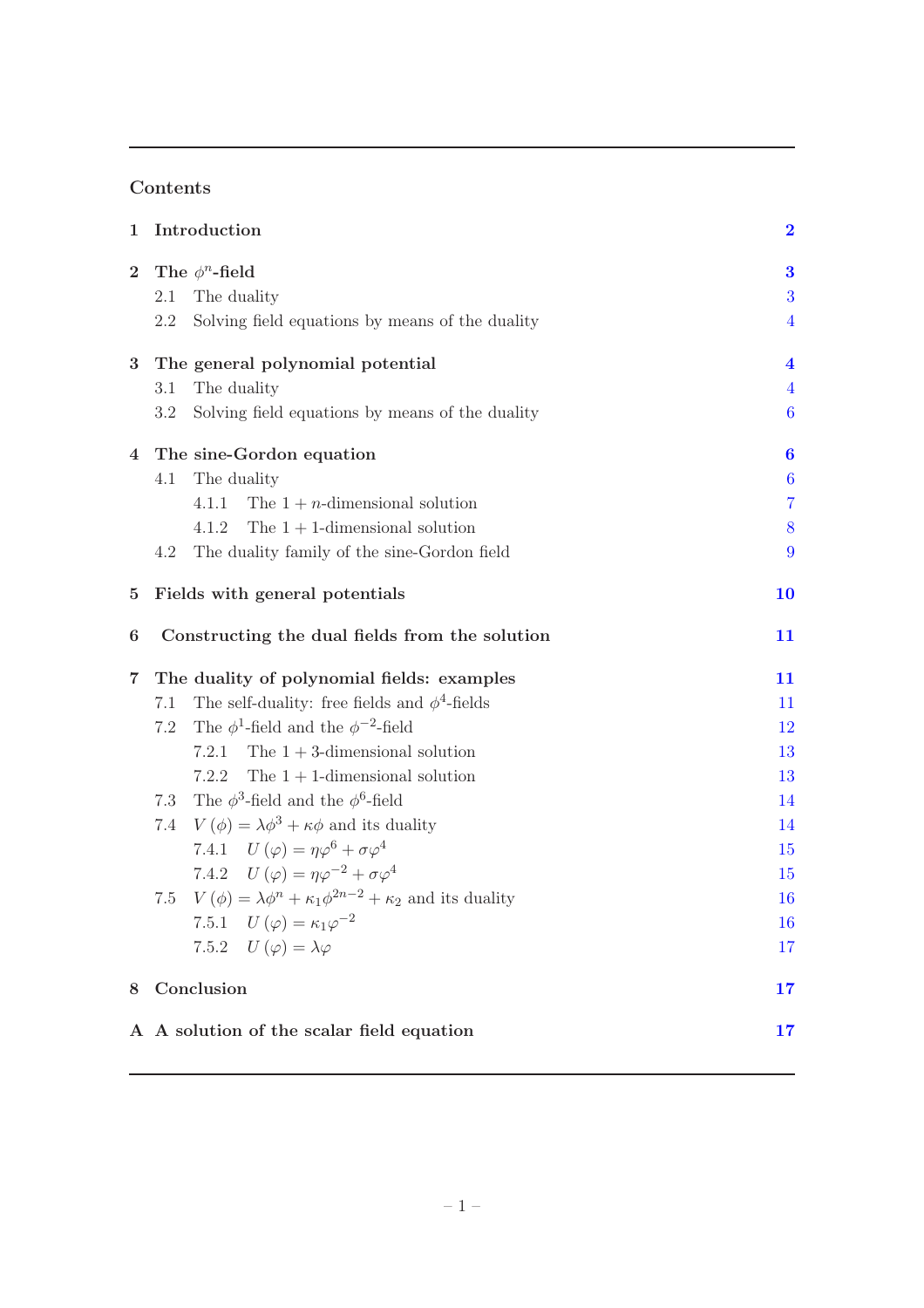## Contents

| | | |
|---|---|---|
| **1** | **Introduction** | **2** |
| **2** | **The $\phi^n$-field** | **3** |
| 2.1 | The duality | 3 |
| 2.2 | Solving field equations by means of the duality | 4 |
| **3** | **The general polynomial potential** | **4** |
| 3.1 | The duality | 4 |
| 3.2 | Solving field equations by means of the duality | 6 |
| **4** | **The sine-Gordon equation** | **6** |
| 4.1 | The duality | 6 |
| 4.1.1 | The $1+n$-dimensional solution | 7 |
| 4.1.2 | The $1+1$-dimensional solution | 8 |
| 4.2 | The duality family of the sine-Gordon field | 9 |
| **5** | **Fields with general potentials** | **10** |
| **6** | **Constructing the dual fields from the solution** | **11** |
| **7** | **The duality of polynomial fields: examples** | **11** |
| 7.1 | The self-duality: free fields and $\phi^4$-fields | 11 |
| 7.2 | The $\phi^1$-field and the $\phi^{-2}$-field | 12 |
| 7.2.1 | The $1+3$-dimensional solution | 13 |
| 7.2.2 | The $1+1$-dimensional solution | 13 |
| 7.3 | The $\phi^3$-field and the $\phi^6$-field | 14 |
| 7.4 | $V(\phi)=\lambda\phi^3+\kappa\phi$ and its duality | 14 |
| 7.4.1 | $U(\varphi)=\eta\varphi^6+\sigma\varphi^4$ | 15 |
| 7.4.2 | $U(\varphi)=\eta\varphi^{-2}+\sigma\varphi^4$ | 15 |
| 7.5 | $V(\phi)=\lambda\phi^n+\kappa_1\phi^{2n-2}+\kappa_2$ and its duality | 16 |
| 7.5.1 | $U(\varphi)=\kappa_1\varphi^{-2}$ | 16 |
| 7.5.2 | $U(\varphi)=\lambda\varphi$ | 17 |
| **8** | **Conclusion** | **17** |
| **A** | **A solution of the scalar field equation** | **17** |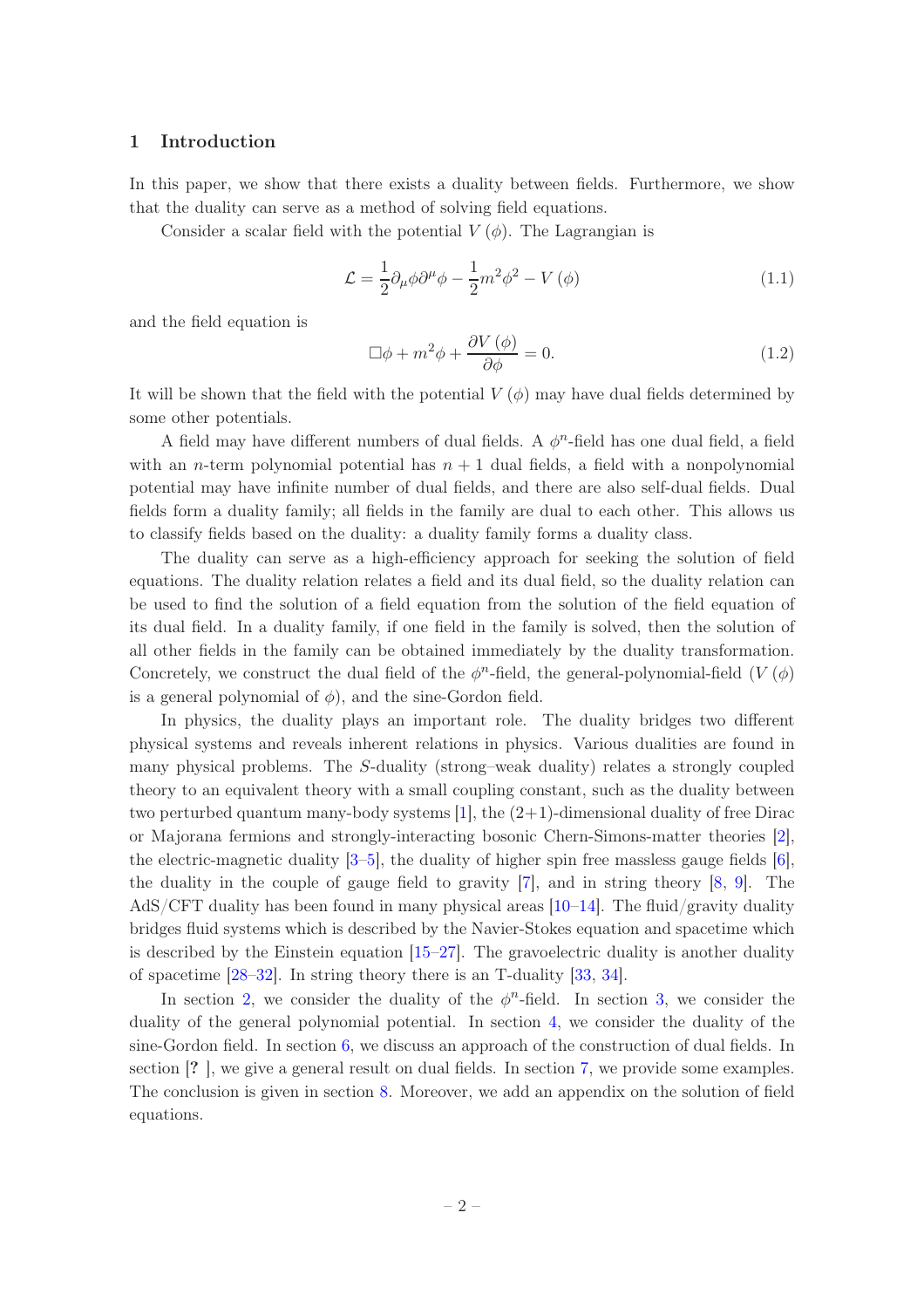## 1 Introduction

In this paper, we show that there exists a duality between fields. Furthermore, we show that the duality can serve as a method of solving field equations.

Consider a scalar field with the potential $V(\phi)$. The Lagrangian is

$$\mathcal{L} = \frac{1}{2}\partial_\mu\phi\partial^\mu\phi - \frac{1}{2}m^2\phi^2 - V(\phi) \tag{1.1}$$

and the field equation is

$$\Box\phi + m^2\phi + \frac{\partial V(\phi)}{\partial\phi} = 0. \tag{1.2}$$

It will be shown that the field with the potential $V(\phi)$ may have dual fields determined by some other potentials.

A field may have different numbers of dual fields. A $\phi^n$-field has one dual field, a field with an $n$-term polynomial potential has $n+1$ dual fields, a field with a nonpolynomial potential may have infinite number of dual fields, and there are also self-dual fields. Dual fields form a duality family; all fields in the family are dual to each other. This allows us to classify fields based on the duality: a duality family forms a duality class.

The duality can serve as a high-efficiency approach for seeking the solution of field equations. The duality relation relates a field and its dual field, so the duality relation can be used to find the solution of a field equation from the solution of the field equation of its dual field. In a duality family, if one field in the family is solved, then the solution of all other fields in the family can be obtained immediately by the duality transformation. Concretely, we construct the dual field of the $\phi^n$-field, the general-polynomial-field ($V(\phi)$ is a general polynomial of $\phi$), and the sine-Gordon field.

In physics, the duality plays an important role. The duality bridges two different physical systems and reveals inherent relations in physics. Various dualities are found in many physical problems. The $S$-duality (strong–weak duality) relates a strongly coupled theory to an equivalent theory with a small coupling constant, such as the duality between two perturbed quantum many-body systems [1], the (2+1)-dimensional duality of free Dirac or Majorana fermions and strongly-interacting bosonic Chern-Simons-matter theories [2], the electric-magnetic duality [3–5], the duality of higher spin free massless gauge fields [6], the duality in the couple of gauge field to gravity [7], and in string theory [8, 9]. The AdS/CFT duality has been found in many physical areas [10–14]. The fluid/gravity duality bridges fluid systems which is described by the Navier-Stokes equation and spacetime which is described by the Einstein equation [15–27]. The gravoelectric duality is another duality of spacetime [28–32]. In string theory there is an T-duality [33, 34].

In section 2, we consider the duality of the $\phi^n$-field. In section 3, we consider the duality of the general polynomial potential. In section 4, we consider the duality of the sine-Gordon field. In section 6, we discuss an approach of the construction of dual fields. In section [? ], we give a general result on dual fields. In section 7, we provide some examples. The conclusion is given in section 8. Moreover, we add an appendix on the solution of field equations.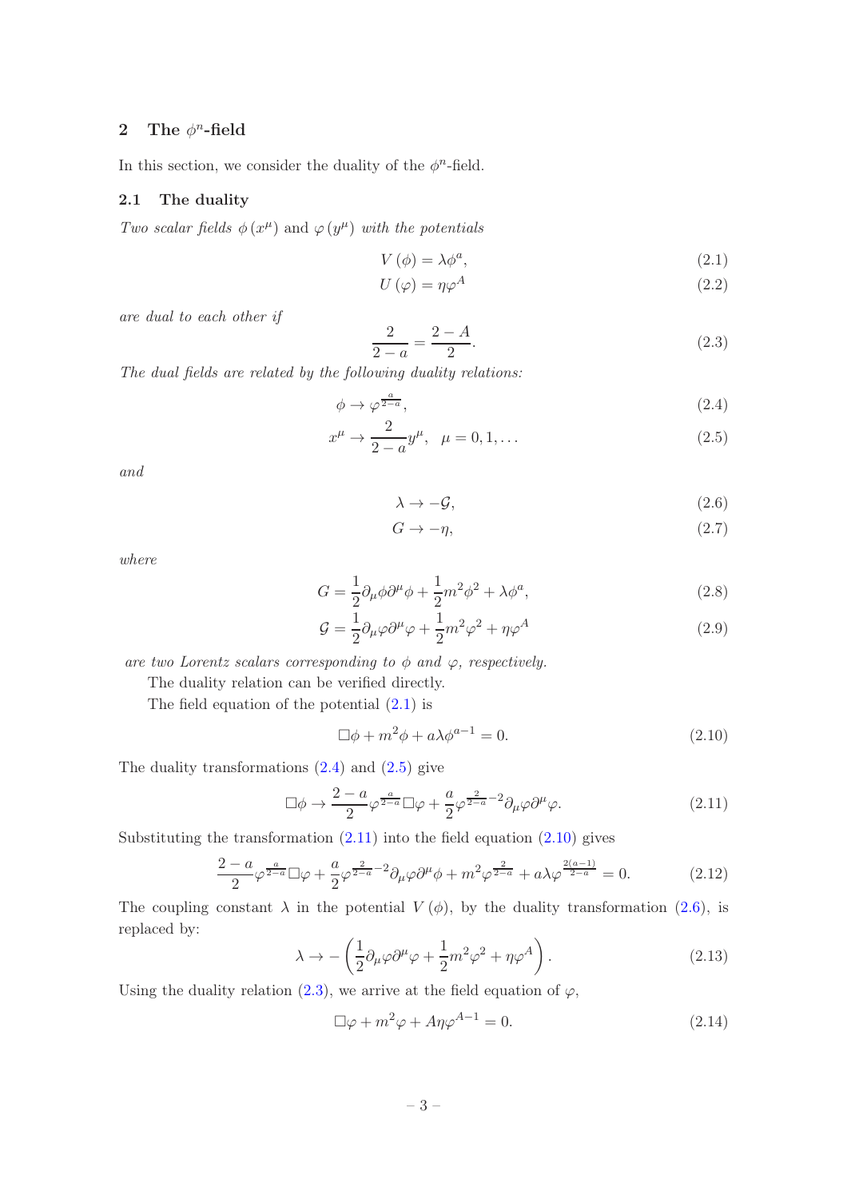## 2 The $\phi^n$-field

In this section, we consider the duality of the $\phi^n$-field.

### 2.1 The duality

*Two scalar fields $\phi(x^\mu)$ and $\varphi(y^\mu)$ with the potentials*

$$V(\phi) = \lambda\phi^a, \tag{2.1}$$

$$U(\varphi) = \eta\varphi^A \tag{2.2}$$

*are dual to each other if*

$$\frac{2}{2-a} = \frac{2-A}{2}. \tag{2.3}$$

*The dual fields are related by the following duality relations:*

$$\phi \to \varphi^{\frac{a}{2-a}}, \tag{2.4}$$

$$x^\mu \to \frac{2}{2-a}y^\mu, \quad \mu = 0, 1, \dots \tag{2.5}$$

*and*

$$\lambda \to -\mathcal{G}, \tag{2.6}$$

$$G \to -\eta, \tag{2.7}$$

*where*

$$G = \frac{1}{2}\partial_\mu\phi\partial^\mu\phi + \frac{1}{2}m^2\phi^2 + \lambda\phi^a, \tag{2.8}$$

$$\mathcal{G} = \frac{1}{2}\partial_\mu\varphi\partial^\mu\varphi + \frac{1}{2}m^2\varphi^2 + \eta\varphi^A \tag{2.9}$$

*are two Lorentz scalars corresponding to $\phi$ and $\varphi$, respectively.*

The duality relation can be verified directly.

The field equation of the potential (2.1) is

$$\Box\phi + m^2\phi + a\lambda\phi^{a-1} = 0. \tag{2.10}$$

The duality transformations (2.4) and (2.5) give

$$\Box\phi \to \frac{2-a}{2}\varphi^{\frac{a}{2-a}}\Box\varphi + \frac{a}{2}\varphi^{\frac{2}{2-a}-2}\partial_\mu\varphi\partial^\mu\varphi. \tag{2.11}$$

Substituting the transformation (2.11) into the field equation (2.10) gives

$$\frac{2-a}{2}\varphi^{\frac{a}{2-a}}\Box\varphi + \frac{a}{2}\varphi^{\frac{2}{2-a}-2}\partial_\mu\varphi\partial^\mu\phi + m^2\varphi^{\frac{2}{2-a}} + a\lambda\varphi^{\frac{2(a-1)}{2-a}} = 0. \tag{2.12}$$

The coupling constant $\lambda$ in the potential $V(\phi)$, by the duality transformation (2.6), is replaced by:

$$\lambda \to -\left(\frac{1}{2}\partial_\mu\varphi\partial^\mu\varphi + \frac{1}{2}m^2\varphi^2 + \eta\varphi^A\right). \tag{2.13}$$

Using the duality relation (2.3), we arrive at the field equation of $\varphi$,

$$\Box\varphi + m^2\varphi + A\eta\varphi^{A-1} = 0. \tag{2.14}$$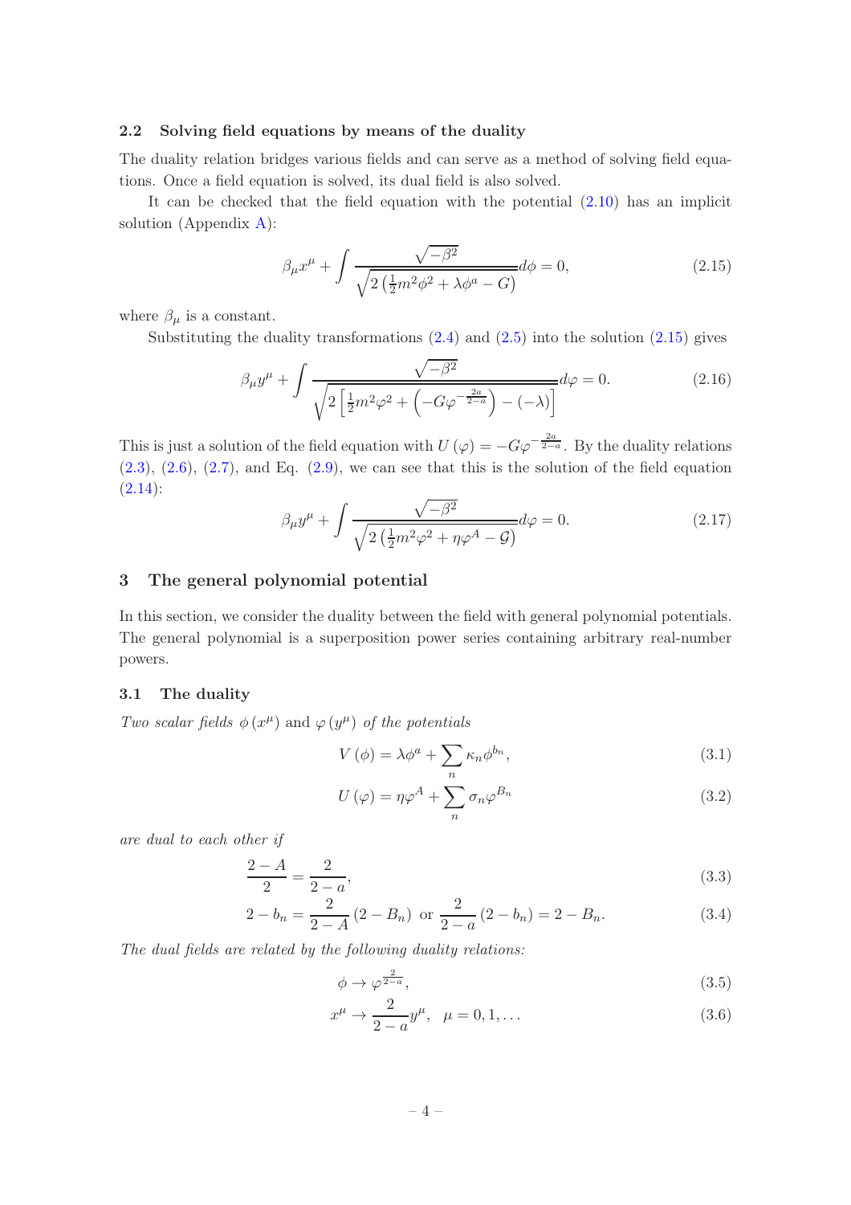### 2.2 Solving field equations by means of the duality

The duality relation bridges various fields and can serve as a method of solving field equations. Once a field equation is solved, its dual field is also solved.

It can be checked that the field equation with the potential (2.10) has an implicit solution (Appendix A):

$$\beta_\mu x^\mu + \int \frac{\sqrt{-\beta^2}}{\sqrt{2\left(\frac{1}{2}m^2\phi^2 + \lambda\phi^a - G\right)}} d\phi = 0, \tag{2.15}$$

where $\beta_\mu$ is a constant.

Substituting the duality transformations (2.4) and (2.5) into the solution (2.15) gives

$$\beta_\mu y^\mu + \int \frac{\sqrt{-\beta^2}}{\sqrt{2\left[\frac{1}{2}m^2\varphi^2 + \left(-G\varphi^{-\frac{2a}{2-a}}\right) - (-\lambda)\right]}} d\varphi = 0. \tag{2.16}$$

This is just a solution of the field equation with $U(\varphi) = -G\varphi^{-\frac{2a}{2-a}}$. By the duality relations (2.3), (2.6), (2.7), and Eq. (2.9), we can see that this is the solution of the field equation (2.14):

$$\beta_\mu y^\mu + \int \frac{\sqrt{-\beta^2}}{\sqrt{2\left(\frac{1}{2}m^2\varphi^2 + \eta\varphi^A - \mathcal{G}\right)}} d\varphi = 0. \tag{2.17}$$

## 3 The general polynomial potential

In this section, we consider the duality between the field with general polynomial potentials. The general polynomial is a superposition power series containing arbitrary real-number powers.

### 3.1 The duality

*Two scalar fields* $\phi(x^\mu)$ and $\varphi(y^\mu)$ *of the potentials*

$$V(\phi) = \lambda\phi^a + \sum_n \kappa_n \phi^{b_n}, \tag{3.1}$$

$$U(\varphi) = \eta\varphi^A + \sum_n \sigma_n \varphi^{B_n} \tag{3.2}$$

*are dual to each other if*

$$\frac{2-A}{2} = \frac{2}{2-a}, \tag{3.3}$$

$$2 - b_n = \frac{2}{2-A}(2 - B_n) \ \text{ or } \ \frac{2}{2-a}(2 - b_n) = 2 - B_n. \tag{3.4}$$

*The dual fields are related by the following duality relations:*

$$\phi \to \varphi^{\frac{2}{2-a}}, \tag{3.5}$$

$$x^\mu \to \frac{2}{2-a} y^\mu, \quad \mu = 0, 1, \ldots \tag{3.6}$$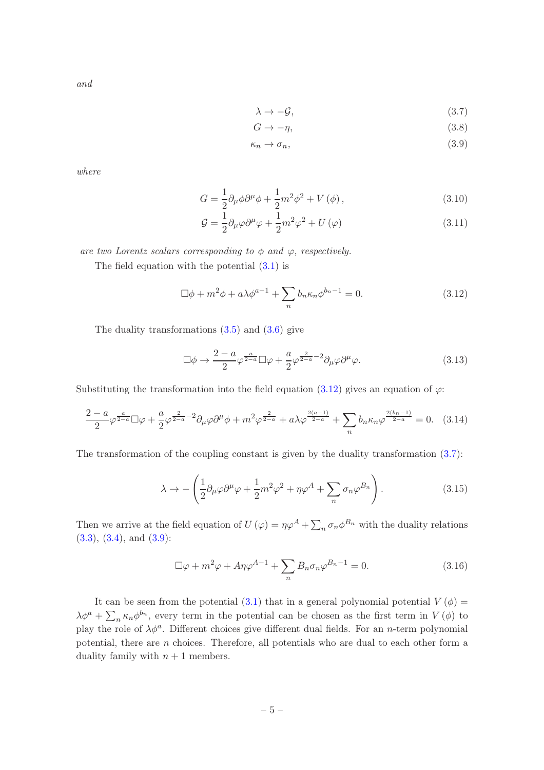*and*

$$\lambda \to -\mathcal{G}, \tag{3.7}$$

$$G \to -\eta, \tag{3.8}$$

$$\kappa_n \to \sigma_n, \tag{3.9}$$

*where*

$$G = \frac{1}{2}\partial_\mu \phi \partial^\mu \phi + \frac{1}{2}m^2\phi^2 + V(\phi), \tag{3.10}$$

$$\mathcal{G} = \frac{1}{2}\partial_\mu \varphi \partial^\mu \varphi + \frac{1}{2}m^2\varphi^2 + U(\varphi) \tag{3.11}$$

*are two Lorentz scalars corresponding to $\phi$ and $\varphi$, respectively.*

The field equation with the potential (3.1) is

$$\Box\phi + m^2\phi + a\lambda\phi^{a-1} + \sum_n b_n \kappa_n \phi^{b_n - 1} = 0. \tag{3.12}$$

The duality transformations (3.5) and (3.6) give

$$\Box\phi \to \frac{2-a}{2}\varphi^{\frac{a}{2-a}}\Box\varphi + \frac{a}{2}\varphi^{\frac{2}{2-a}-2}\partial_\mu\varphi\partial^\mu\varphi. \tag{3.13}$$

Substituting the transformation into the field equation (3.12) gives an equation of $\varphi$:

$$\frac{2-a}{2}\varphi^{\frac{a}{2-a}}\Box\varphi + \frac{a}{2}\varphi^{\frac{2}{2-a}-2}\partial_\mu\varphi\partial^\mu\phi + m^2\varphi^{\frac{2}{2-a}} + a\lambda\varphi^{\frac{2(a-1)}{2-a}} + \sum_n b_n\kappa_n\varphi^{\frac{2(b_n-1)}{2-a}} = 0. \tag{3.14}$$

The transformation of the coupling constant is given by the duality transformation (3.7):

$$\lambda \to -\left(\frac{1}{2}\partial_\mu\varphi\partial^\mu\varphi + \frac{1}{2}m^2\varphi^2 + \eta\varphi^A + \sum_n \sigma_n\varphi^{B_n}\right). \tag{3.15}$$

Then we arrive at the field equation of $U(\varphi) = \eta\varphi^A + \sum_n \sigma_n\phi^{B_n}$ with the duality relations (3.3), (3.4), and (3.9):

$$\Box\varphi + m^2\varphi + A\eta\varphi^{A-1} + \sum_n B_n\sigma_n\varphi^{B_n-1} = 0. \tag{3.16}$$

It can be seen from the potential (3.1) that in a general polynomial potential $V(\phi) = \lambda\phi^a + \sum_n \kappa_n\phi^{b_n}$, every term in the potential can be chosen as the first term in $V(\phi)$ to play the role of $\lambda\phi^a$. Different choices give different dual fields. For an $n$-term polynomial potential, there are $n$ choices. Therefore, all potentials who are dual to each other form a duality family with $n+1$ members.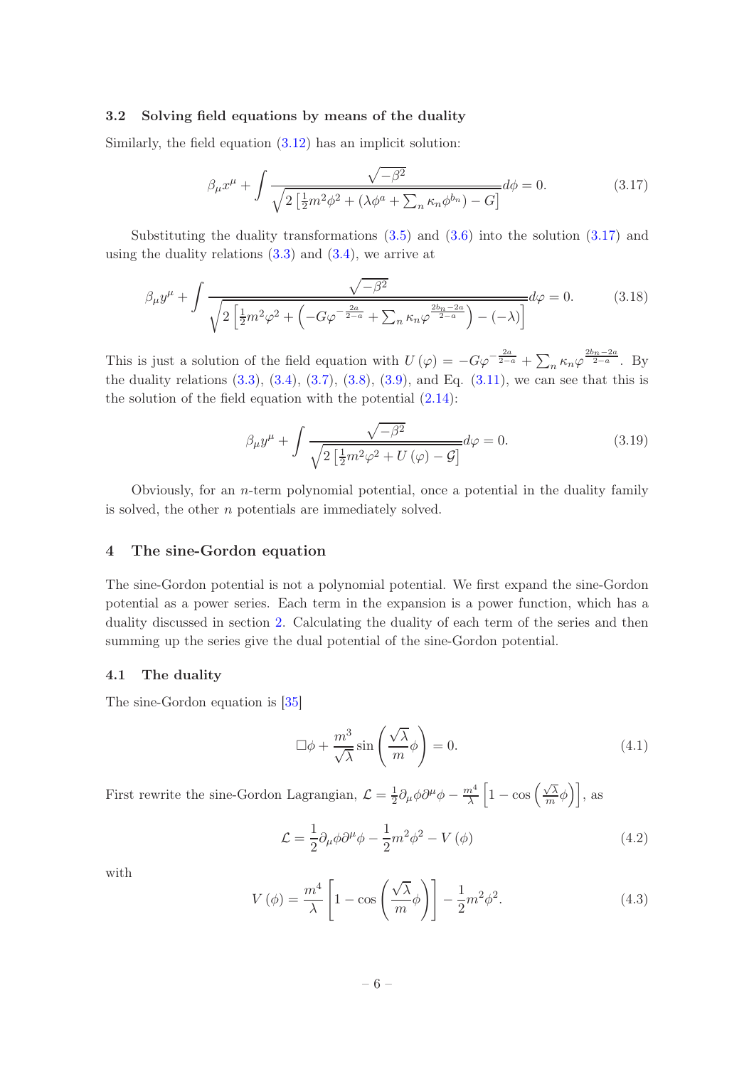### 3.2 Solving field equations by means of the duality

Similarly, the field equation (3.12) has an implicit solution:

$$\beta_\mu x^\mu + \int \frac{\sqrt{-\beta^2}}{\sqrt{2\left[\frac{1}{2}m^2\phi^2 + \left(\lambda\phi^a + \sum_n \kappa_n \phi^{b_n}\right) - G\right]}} d\phi = 0. \tag{3.17}$$

Substituting the duality transformations (3.5) and (3.6) into the solution (3.17) and using the duality relations (3.3) and (3.4), we arrive at

$$\beta_\mu y^\mu + \int \frac{\sqrt{-\beta^2}}{\sqrt{2\left[\frac{1}{2}m^2\varphi^2 + \left(-G\varphi^{-\frac{2a}{2-a}} + \sum_n \kappa_n \varphi^{\frac{2b_n - 2a}{2-a}}\right) - (-\lambda)\right]}} d\varphi = 0. \tag{3.18}$$

This is just a solution of the field equation with $U(\varphi) = -G\varphi^{-\frac{2a}{2-a}} + \sum_n \kappa_n \varphi^{\frac{2b_n-2a}{2-a}}$. By the duality relations (3.3), (3.4), (3.7), (3.8), (3.9), and Eq. (3.11), we can see that this is the solution of the field equation with the potential (2.14):

$$\beta_\mu y^\mu + \int \frac{\sqrt{-\beta^2}}{\sqrt{2\left[\frac{1}{2}m^2\varphi^2 + U(\varphi) - \mathcal{G}\right]}} d\varphi = 0. \tag{3.19}$$

Obviously, for an $n$-term polynomial potential, once a potential in the duality family is solved, the other $n$ potentials are immediately solved.

## 4 The sine-Gordon equation

The sine-Gordon potential is not a polynomial potential. We first expand the sine-Gordon potential as a power series. Each term in the expansion is a power function, which has a duality discussed in section 2. Calculating the duality of each term of the series and then summing up the series give the dual potential of the sine-Gordon potential.

### 4.1 The duality

The sine-Gordon equation is [35]

$$\Box\phi + \frac{m^3}{\sqrt{\lambda}} \sin\left(\frac{\sqrt{\lambda}}{m}\phi\right) = 0. \tag{4.1}$$

First rewrite the sine-Gordon Lagrangian, $\mathcal{L} = \frac{1}{2}\partial_\mu\phi\partial^\mu\phi - \frac{m^4}{\lambda}\left[1 - \cos\left(\frac{\sqrt{\lambda}}{m}\phi\right)\right]$, as

$$\mathcal{L} = \frac{1}{2}\partial_\mu\phi\partial^\mu\phi - \frac{1}{2}m^2\phi^2 - V(\phi) \tag{4.2}$$

with

$$V(\phi) = \frac{m^4}{\lambda}\left[1 - \cos\left(\frac{\sqrt{\lambda}}{m}\phi\right)\right] - \frac{1}{2}m^2\phi^2. \tag{4.3}$$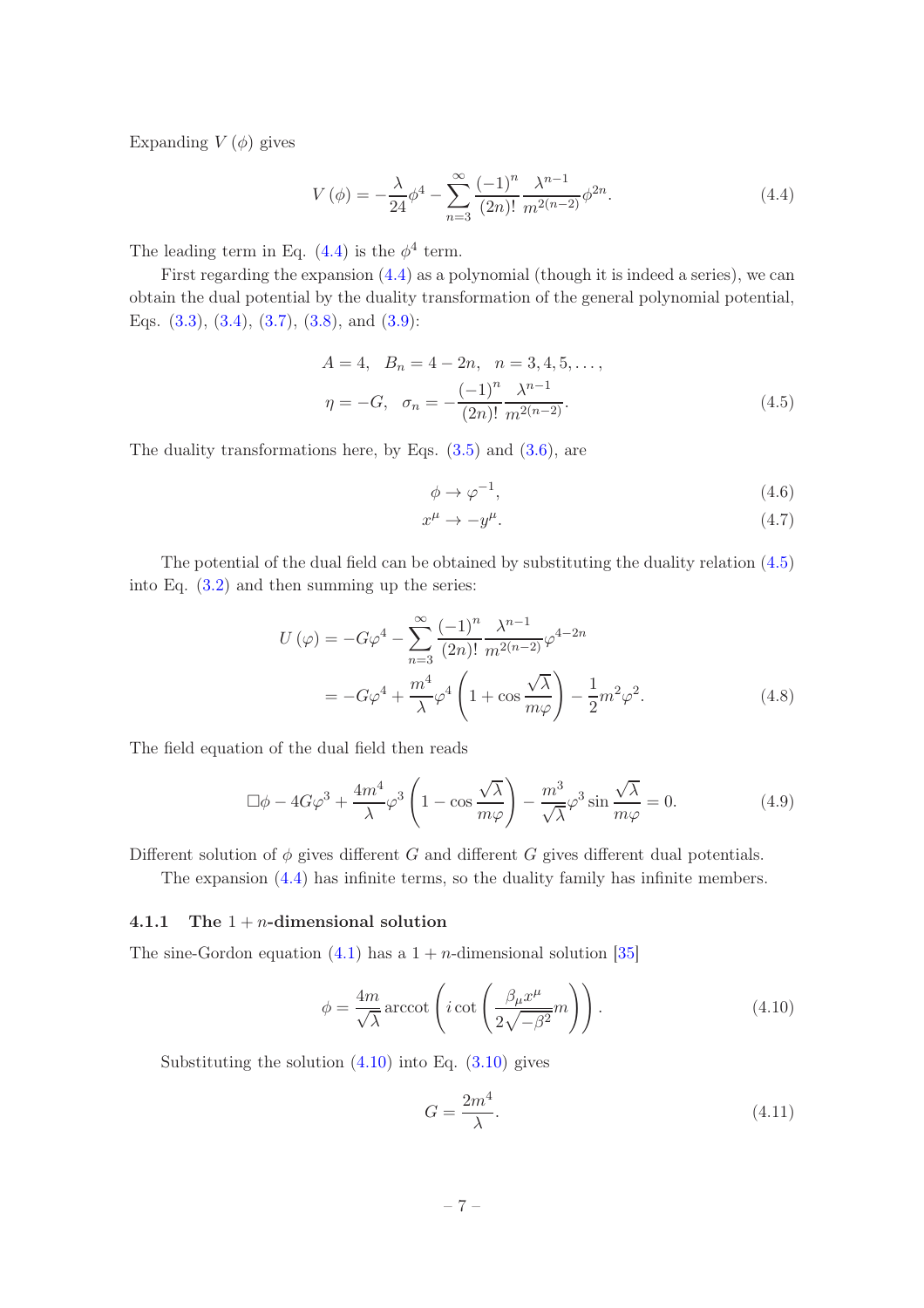Expanding $V(\phi)$ gives

$$V(\phi) = -\frac{\lambda}{24}\phi^4 - \sum_{n=3}^{\infty} \frac{(-1)^n}{(2n)!} \frac{\lambda^{n-1}}{m^{2(n-2)}} \phi^{2n}. \tag{4.4}$$

The leading term in Eq. (4.4) is the $\phi^4$ term.

First regarding the expansion (4.4) as a polynomial (though it is indeed a series), we can obtain the dual potential by the duality transformation of the general polynomial potential, Eqs. (3.3), (3.4), (3.7), (3.8), and (3.9):

$$\begin{aligned} &A = 4, \quad B_n = 4 - 2n, \quad n = 3, 4, 5, \ldots, \\ &\eta = -G, \quad \sigma_n = -\frac{(-1)^n}{(2n)!} \frac{\lambda^{n-1}}{m^{2(n-2)}}. \end{aligned} \tag{4.5}$$

The duality transformations here, by Eqs. (3.5) and (3.6), are

$$\phi \to \varphi^{-1}, \tag{4.6}$$

$$x^\mu \to -y^\mu. \tag{4.7}$$

The potential of the dual field can be obtained by substituting the duality relation (4.5) into Eq. (3.2) and then summing up the series:

$$\begin{aligned} U(\varphi) &= -G\varphi^4 - \sum_{n=3}^{\infty} \frac{(-1)^n}{(2n)!} \frac{\lambda^{n-1}}{m^{2(n-2)}} \varphi^{4-2n} \\ &= -G\varphi^4 + \frac{m^4}{\lambda}\varphi^4 \left(1 + \cos\frac{\sqrt{\lambda}}{m\varphi}\right) - \frac{1}{2}m^2\varphi^2. \end{aligned} \tag{4.8}$$

The field equation of the dual field then reads

$$\Box\phi - 4G\varphi^3 + \frac{4m^4}{\lambda}\varphi^3 \left(1 - \cos\frac{\sqrt{\lambda}}{m\varphi}\right) - \frac{m^3}{\sqrt{\lambda}}\varphi^3 \sin\frac{\sqrt{\lambda}}{m\varphi} = 0. \tag{4.9}$$

Different solution of $\phi$ gives different $G$ and different $G$ gives different dual potentials.

The expansion (4.4) has infinite terms, so the duality family has infinite members.

#### 4.1.1 The $1+n$-dimensional solution

The sine-Gordon equation (4.1) has a $1+n$-dimensional solution [35]

$$\phi = \frac{4m}{\sqrt{\lambda}} \operatorname{arccot}\left(i \cot\left(\frac{\beta_\mu x^\mu}{2\sqrt{-\beta^2}} m\right)\right). \tag{4.10}$$

Substituting the solution (4.10) into Eq. (3.10) gives

$$G = \frac{2m^4}{\lambda}. \tag{4.11}$$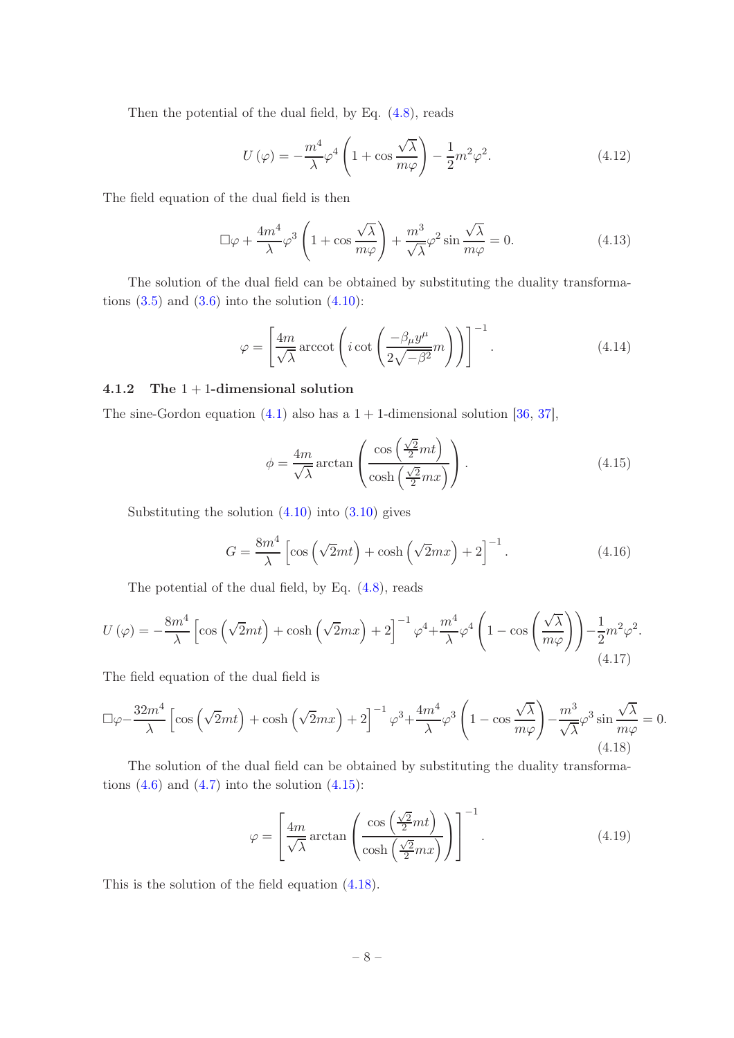Then the potential of the dual field, by Eq. (4.8), reads

$$U(\varphi) = -\frac{m^4}{\lambda}\varphi^4\left(1+\cos\frac{\sqrt{\lambda}}{m\varphi}\right) - \frac{1}{2}m^2\varphi^2. \tag{4.12}$$

The field equation of the dual field is then

$$\Box\varphi + \frac{4m^4}{\lambda}\varphi^3\left(1+\cos\frac{\sqrt{\lambda}}{m\varphi}\right) + \frac{m^3}{\sqrt{\lambda}}\varphi^2\sin\frac{\sqrt{\lambda}}{m\varphi} = 0. \tag{4.13}$$

The solution of the dual field can be obtained by substituting the duality transformations (3.5) and (3.6) into the solution (4.10):

$$\varphi = \left[\frac{4m}{\sqrt{\lambda}}\operatorname{arccot}\left(i\cot\left(\frac{-\beta_\mu y^\mu}{2\sqrt{-\beta^2}}m\right)\right)\right]^{-1}. \tag{4.14}$$

### 4.1.2 The $1+1$-dimensional solution

The sine-Gordon equation (4.1) also has a $1+1$-dimensional solution [36, 37],

$$\phi = \frac{4m}{\sqrt{\lambda}}\arctan\left(\frac{\cos\left(\frac{\sqrt{2}}{2}mt\right)}{\cosh\left(\frac{\sqrt{2}}{2}mx\right)}\right). \tag{4.15}$$

Substituting the solution (4.10) into (3.10) gives

$$G = \frac{8m^4}{\lambda}\left[\cos\left(\sqrt{2}mt\right) + \cosh\left(\sqrt{2}mx\right) + 2\right]^{-1}. \tag{4.16}$$

The potential of the dual field, by Eq. (4.8), reads

$$U(\varphi) = -\frac{8m^4}{\lambda}\left[\cos\left(\sqrt{2}mt\right) + \cosh\left(\sqrt{2}mx\right) + 2\right]^{-1}\varphi^4 + \frac{m^4}{\lambda}\varphi^4\left(1-\cos\left(\frac{\sqrt{\lambda}}{m\varphi}\right)\right) - \frac{1}{2}m^2\varphi^2. \tag{4.17}$$

The field equation of the dual field is

$$\Box\varphi - \frac{32m^4}{\lambda}\left[\cos\left(\sqrt{2}mt\right) + \cosh\left(\sqrt{2}mx\right) + 2\right]^{-1}\varphi^3 + \frac{4m^4}{\lambda}\varphi^3\left(1-\cos\frac{\sqrt{\lambda}}{m\varphi}\right) - \frac{m^3}{\sqrt{\lambda}}\varphi^3\sin\frac{\sqrt{\lambda}}{m\varphi} = 0. \tag{4.18}$$

The solution of the dual field can be obtained by substituting the duality transformations (4.6) and (4.7) into the solution (4.15):

$$\varphi = \left[\frac{4m}{\sqrt{\lambda}}\arctan\left(\frac{\cos\left(\frac{\sqrt{2}}{2}mt\right)}{\cosh\left(\frac{\sqrt{2}}{2}mx\right)}\right)\right]^{-1}. \tag{4.19}$$

This is the solution of the field equation (4.18).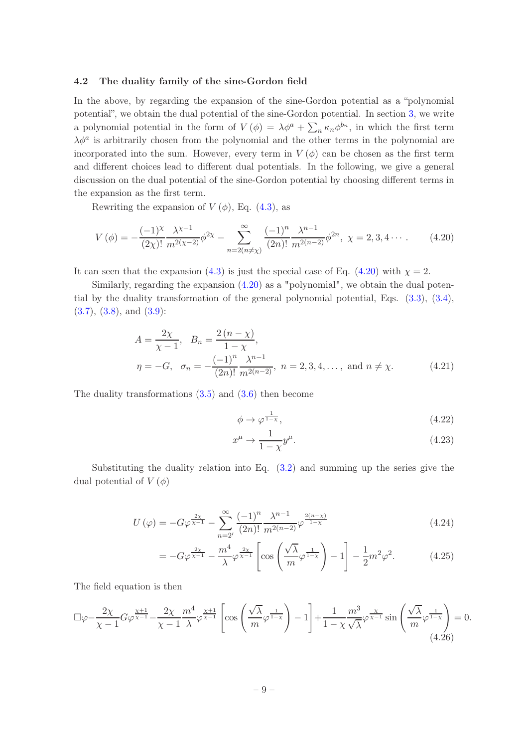### 4.2 The duality family of the sine-Gordon field

In the above, by regarding the expansion of the sine-Gordon potential as a "polynomial potential", we obtain the dual potential of the sine-Gordon potential. In section 3, we write a polynomial potential in the form of $V(\phi) = \lambda\phi^a + \sum_n \kappa_n \phi^{b_n}$, in which the first term $\lambda\phi^a$ is arbitrarily chosen from the polynomial and the other terms in the polynomial are incorporated into the sum. However, every term in $V(\phi)$ can be chosen as the first term and different choices lead to different dual potentials. In the following, we give a general discussion on the dual potential of the sine-Gordon potential by choosing different terms in the expansion as the first term.

Rewriting the expansion of $V(\phi)$, Eq. (4.3), as

$$V(\phi) = -\frac{(-1)^\chi}{(2\chi)!}\frac{\lambda^{\chi-1}}{m^{2(\chi-2)}}\phi^{2\chi} - \sum_{n=2(n\neq\chi)}^{\infty}\frac{(-1)^n}{(2n)!}\frac{\lambda^{n-1}}{m^{2(n-2)}}\phi^{2n},\ \chi = 2,3,4\cdots. \tag{4.20}$$

It can seen that the expansion (4.3) is just the special case of Eq. (4.20) with $\chi = 2$.

Similarly, regarding the expansion (4.20) as a "polynomial", we obtain the dual potential by the duality transformation of the general polynomial potential, Eqs. (3.3), (3.4), (3.7), (3.8), and (3.9):

$$\begin{aligned} &A = \frac{2\chi}{\chi-1},\quad B_n = \frac{2(n-\chi)}{1-\chi},\\ &\eta = -G,\quad \sigma_n = -\frac{(-1)^n}{(2n)!}\frac{\lambda^{n-1}}{m^{2(n-2)}},\ n = 2,3,4,\ldots,\ \text{and}\ n\neq\chi. \end{aligned} \tag{4.21}$$

The duality transformations (3.5) and (3.6) then become

$$\phi \to \varphi^{\frac{1}{1-\chi}}, \tag{4.22}$$

$$x^\mu \to \frac{1}{1-\chi}y^\mu. \tag{4.23}$$

Substituting the duality relation into Eq. (3.2) and summing up the series give the dual potential of $V(\phi)$

$$\begin{aligned} U(\varphi) &= -G\varphi^{\frac{2\chi}{\chi-1}} - \sum_{n=2'}^{\infty}\frac{(-1)^n}{(2n)!}\frac{\lambda^{n-1}}{m^{2(n-2)}}\varphi^{\frac{2(n-\chi)}{1-\chi}} && (4.24)\\ &= -G\varphi^{\frac{2\chi}{\chi-1}} - \frac{m^4}{\lambda}\varphi^{\frac{2\chi}{\chi-1}}\left[\cos\left(\frac{\sqrt{\lambda}}{m}\varphi^{\frac{1}{1-\chi}}\right)-1\right] - \frac{1}{2}m^2\varphi^2. && (4.25) \end{aligned}$$

The field equation is then

$$\Box\varphi - \frac{2\chi}{\chi-1}G\varphi^{\frac{\chi+1}{\chi-1}} - \frac{2\chi}{\chi-1}\frac{m^4}{\lambda}\varphi^{\frac{\chi+1}{\chi-1}}\left[\cos\left(\frac{\sqrt{\lambda}}{m}\varphi^{\frac{1}{1-\chi}}\right)-1\right] + \frac{1}{1-\chi}\frac{m^3}{\sqrt{\lambda}}\varphi^{\frac{\chi}{\chi-1}}\sin\left(\frac{\sqrt{\lambda}}{m}\varphi^{\frac{1}{1-\chi}}\right) = 0. \tag{4.26}$$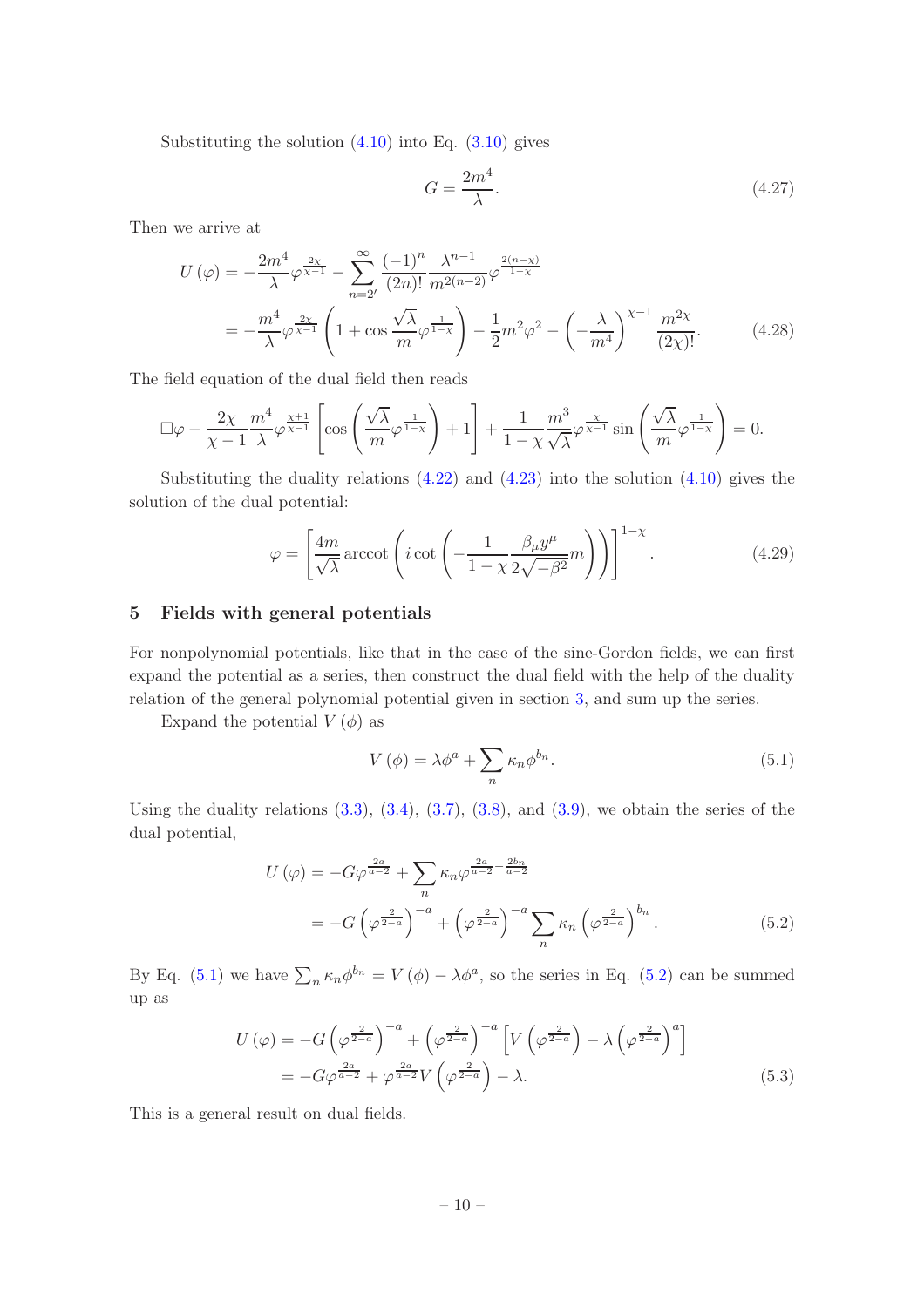Substituting the solution (4.10) into Eq. (3.10) gives

$$G = \frac{2m^4}{\lambda}. \tag{4.27}$$

Then we arrive at

$$\begin{aligned} U(\varphi) &= -\frac{2m^4}{\lambda}\varphi^{\frac{2\chi}{\chi-1}} - \sum_{n=2'}^{\infty} \frac{(-1)^n}{(2n)!} \frac{\lambda^{n-1}}{m^{2(n-2)}} \varphi^{\frac{2(n-\chi)}{1-\chi}} \\ &= -\frac{m^4}{\lambda}\varphi^{\frac{2\chi}{\chi-1}} \left(1 + \cos\frac{\sqrt{\lambda}}{m}\varphi^{\frac{1}{1-\chi}}\right) - \frac{1}{2}m^2\varphi^2 - \left(-\frac{\lambda}{m^4}\right)^{\chi-1} \frac{m^{2\chi}}{(2\chi)!}. \end{aligned} \tag{4.28}$$

The field equation of the dual field then reads

$$\Box\varphi - \frac{2\chi}{\chi-1}\frac{m^4}{\lambda}\varphi^{\frac{\chi+1}{\chi-1}} \left[\cos\left(\frac{\sqrt{\lambda}}{m}\varphi^{\frac{1}{1-\chi}}\right) + 1\right] + \frac{1}{1-\chi}\frac{m^3}{\sqrt{\lambda}}\varphi^{\frac{\chi}{\chi-1}} \sin\left(\frac{\sqrt{\lambda}}{m}\varphi^{\frac{1}{1-\chi}}\right) = 0.$$

Substituting the duality relations (4.22) and (4.23) into the solution (4.10) gives the solution of the dual potential:

$$\varphi = \left[\frac{4m}{\sqrt{\lambda}} \operatorname{arccot}\left(i\cot\left(-\frac{1}{1-\chi}\frac{\beta_\mu y^\mu}{2\sqrt{-\beta^2}}m\right)\right)\right]^{1-\chi}. \tag{4.29}$$

## 5 Fields with general potentials

For nonpolynomial potentials, like that in the case of the sine-Gordon fields, we can first expand the potential as a series, then construct the dual field with the help of the duality relation of the general polynomial potential given in section 3, and sum up the series.

Expand the potential $V(\phi)$ as

$$V(\phi) = \lambda\phi^a + \sum_n \kappa_n \phi^{b_n}. \tag{5.1}$$

Using the duality relations (3.3), (3.4), (3.7), (3.8), and (3.9), we obtain the series of the dual potential,

$$\begin{aligned} U(\varphi) &= -G\varphi^{\frac{2a}{a-2}} + \sum_n \kappa_n \varphi^{\frac{2a}{a-2}-\frac{2b_n}{a-2}} \\ &= -G\left(\varphi^{\frac{2}{2-a}}\right)^{-a} + \left(\varphi^{\frac{2}{2-a}}\right)^{-a} \sum_n \kappa_n \left(\varphi^{\frac{2}{2-a}}\right)^{b_n}. \end{aligned} \tag{5.2}$$

By Eq. (5.1) we have $\sum_n \kappa_n \phi^{b_n} = V(\phi) - \lambda\phi^a$, so the series in Eq. (5.2) can be summed up as

$$\begin{aligned} U(\varphi) &= -G\left(\varphi^{\frac{2}{2-a}}\right)^{-a} + \left(\varphi^{\frac{2}{2-a}}\right)^{-a}\left[V\left(\varphi^{\frac{2}{2-a}}\right) - \lambda\left(\varphi^{\frac{2}{2-a}}\right)^a\right] \\ &= -G\varphi^{\frac{2a}{a-2}} + \varphi^{\frac{2a}{a-2}} V\left(\varphi^{\frac{2}{2-a}}\right) - \lambda. \end{aligned} \tag{5.3}$$

This is a general result on dual fields.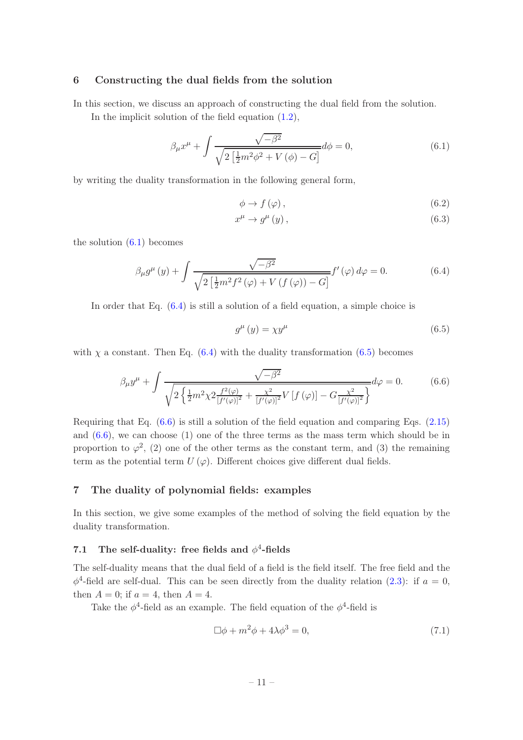## 6 Constructing the dual fields from the solution

In this section, we discuss an approach of constructing the dual field from the solution.

In the implicit solution of the field equation (1.2),

$$\beta_\mu x^\mu + \int \frac{\sqrt{-\beta^2}}{\sqrt{2\left[\frac{1}{2}m^2\phi^2 + V(\phi) - G\right]}} d\phi = 0, \tag{6.1}$$

by writing the duality transformation in the following general form,

$$\phi \to f(\varphi), \tag{6.2}$$

$$x^\mu \to g^\mu(y), \tag{6.3}$$

the solution (6.1) becomes

$$\beta_\mu g^\mu(y) + \int \frac{\sqrt{-\beta^2}}{\sqrt{2\left[\frac{1}{2}m^2 f^2(\varphi) + V(f(\varphi)) - G\right]}} f'(\varphi)\, d\varphi = 0. \tag{6.4}$$

In order that Eq. (6.4) is still a solution of a field equation, a simple choice is

$$g^\mu(y) = \chi y^\mu \tag{6.5}$$

with $\chi$ a constant. Then Eq. (6.4) with the duality transformation (6.5) becomes

$$\beta_\mu y^\mu + \int \frac{\sqrt{-\beta^2}}{\sqrt{2\left\{\frac{1}{2}m^2\chi 2\frac{f^2(\varphi)}{[f'(\varphi)]^2} + \frac{\chi^2}{[f'(\varphi)]^2}V[f(\varphi)] - G\frac{\chi^2}{[f'(\varphi)]^2}\right\}}} d\varphi = 0. \tag{6.6}$$

Requiring that Eq. (6.6) is still a solution of the field equation and comparing Eqs. (2.15) and (6.6), we can choose (1) one of the three terms as the mass term which should be in proportion to $\varphi^2$, (2) one of the other terms as the constant term, and (3) the remaining term as the potential term $U(\varphi)$. Different choices give different dual fields.

## 7 The duality of polynomial fields: examples

In this section, we give some examples of the method of solving the field equation by the duality transformation.

### 7.1 The self-duality: free fields and $\phi^4$-fields

The self-duality means that the dual field of a field is the field itself. The free field and the $\phi^4$-field are self-dual. This can be seen directly from the duality relation (2.3): if $a = 0$, then $A = 0$; if $a = 4$, then $A = 4$.

Take the $\phi^4$-field as an example. The field equation of the $\phi^4$-field is

$$\Box\phi + m^2\phi + 4\lambda\phi^3 = 0, \tag{7.1}$$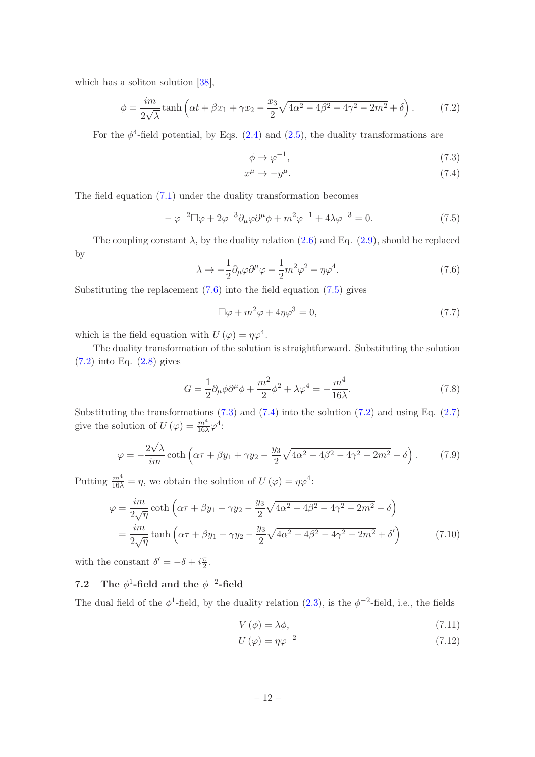which has a soliton solution [38],

$$\phi = \frac{im}{2\sqrt{\lambda}} \tanh\left(\alpha t + \beta x_1 + \gamma x_2 - \frac{x_3}{2}\sqrt{4\alpha^2 - 4\beta^2 - 4\gamma^2 - 2m^2} + \delta\right). \tag{7.2}$$

For the $\phi^4$-field potential, by Eqs. (2.4) and (2.5), the duality transformations are

$$\phi \to \varphi^{-1}, \tag{7.3}$$

$$x^\mu \to -y^\mu. \tag{7.4}$$

The field equation (7.1) under the duality transformation becomes

$$-\varphi^{-2}\Box\varphi + 2\varphi^{-3}\partial_\mu\varphi\partial^\mu\phi + m^2\varphi^{-1} + 4\lambda\varphi^{-3} = 0. \tag{7.5}$$

The coupling constant $\lambda$, by the duality relation (2.6) and Eq. (2.9), should be replaced by

$$\lambda \to -\frac{1}{2}\partial_\mu\varphi\partial^\mu\varphi - \frac{1}{2}m^2\varphi^2 - \eta\varphi^4. \tag{7.6}$$

Substituting the replacement (7.6) into the field equation (7.5) gives

$$\Box\varphi + m^2\varphi + 4\eta\varphi^3 = 0, \tag{7.7}$$

which is the field equation with $U(\varphi) = \eta\varphi^4$.

The duality transformation of the solution is straightforward. Substituting the solution (7.2) into Eq. (2.8) gives

$$G = \frac{1}{2}\partial_\mu\phi\partial^\mu\phi + \frac{m^2}{2}\phi^2 + \lambda\phi^4 = -\frac{m^4}{16\lambda}. \tag{7.8}$$

Substituting the transformations (7.3) and (7.4) into the solution (7.2) and using Eq. (2.7) give the solution of $U(\varphi) = \frac{m^4}{16\lambda}\varphi^4$:

$$\varphi = -\frac{2\sqrt{\lambda}}{im} \coth\left(\alpha\tau + \beta y_1 + \gamma y_2 - \frac{y_3}{2}\sqrt{4\alpha^2 - 4\beta^2 - 4\gamma^2 - 2m^2} - \delta\right). \tag{7.9}$$

Putting $\frac{m^4}{16\lambda} = \eta$, we obtain the solution of $U(\varphi) = \eta\varphi^4$:

$$\begin{aligned}\varphi &= \frac{im}{2\sqrt{\eta}} \coth\left(\alpha\tau + \beta y_1 + \gamma y_2 - \frac{y_3}{2}\sqrt{4\alpha^2 - 4\beta^2 - 4\gamma^2 - 2m^2} - \delta\right) \\ &= \frac{im}{2\sqrt{\eta}} \tanh\left(\alpha\tau + \beta y_1 + \gamma y_2 - \frac{y_3}{2}\sqrt{4\alpha^2 - 4\beta^2 - 4\gamma^2 - 2m^2} + \delta'\right)\end{aligned} \tag{7.10}$$

with the constant $\delta' = -\delta + i\frac{\pi}{2}$.

### 7.2 The $\phi^1$-field and the $\phi^{-2}$-field

The dual field of the $\phi^1$-field, by the duality relation (2.3), is the $\phi^{-2}$-field, i.e., the fields

$$V(\phi) = \lambda\phi, \tag{7.11}$$

$$U(\varphi) = \eta\varphi^{-2} \tag{7.12}$$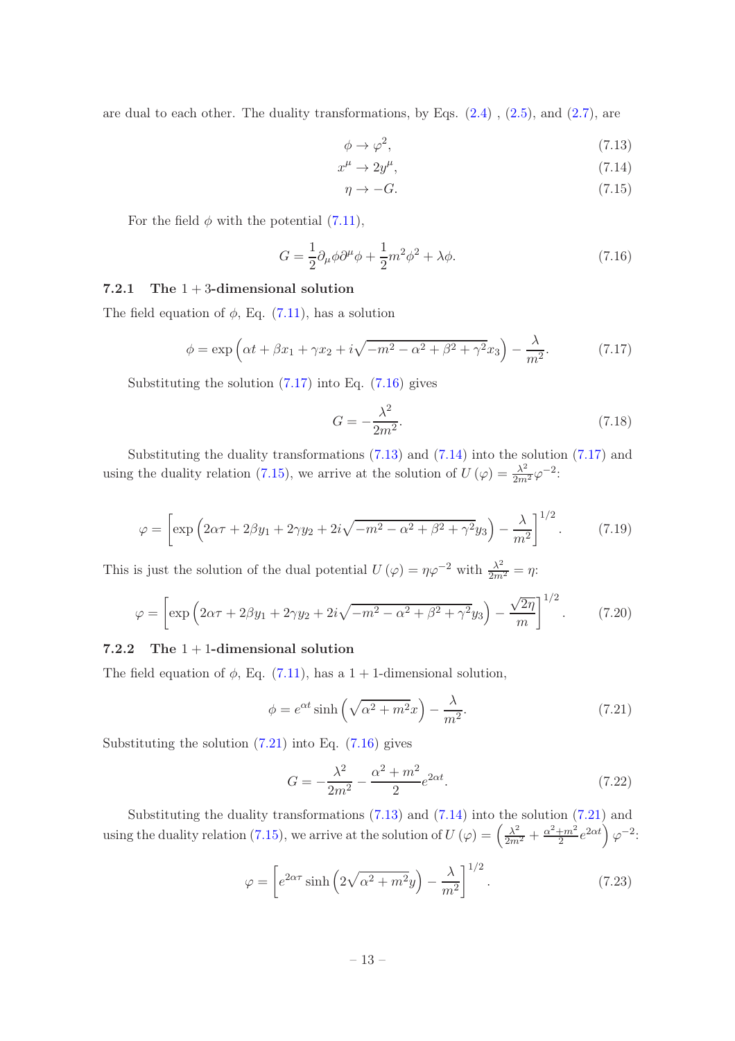are dual to each other. The duality transformations, by Eqs. (2.4) , (2.5), and (2.7), are

$$\phi \to \varphi^2, \tag{7.13}$$

$$x^\mu \to 2y^\mu, \tag{7.14}$$

$$\eta \to -G. \tag{7.15}$$

For the field $\phi$ with the potential (7.11),

$$G = \frac{1}{2}\partial_\mu \phi \partial^\mu \phi + \frac{1}{2}m^2\phi^2 + \lambda\phi. \tag{7.16}$$

#### 7.2.1 The 1 + 3-dimensional solution

The field equation of $\phi$, Eq. (7.11), has a solution

$$\phi = \exp\left(\alpha t + \beta x_1 + \gamma x_2 + i\sqrt{-m^2 - \alpha^2 + \beta^2 + \gamma^2}x_3\right) - \frac{\lambda}{m^2}. \tag{7.17}$$

Substituting the solution (7.17) into Eq. (7.16) gives

$$G = -\frac{\lambda^2}{2m^2}. \tag{7.18}$$

Substituting the duality transformations (7.13) and (7.14) into the solution (7.17) and using the duality relation (7.15), we arrive at the solution of $U(\varphi) = \frac{\lambda^2}{2m^2}\varphi^{-2}$:

$$\varphi = \left[\exp\left(2\alpha\tau + 2\beta y_1 + 2\gamma y_2 + 2i\sqrt{-m^2 - \alpha^2 + \beta^2 + \gamma^2}y_3\right) - \frac{\lambda}{m^2}\right]^{1/2}. \tag{7.19}$$

This is just the solution of the dual potential $U(\varphi) = \eta\varphi^{-2}$ with $\frac{\lambda^2}{2m^2} = \eta$:

$$\varphi = \left[\exp\left(2\alpha\tau + 2\beta y_1 + 2\gamma y_2 + 2i\sqrt{-m^2 - \alpha^2 + \beta^2 + \gamma^2}y_3\right) - \frac{\sqrt{2\eta}}{m}\right]^{1/2}. \tag{7.20}$$

#### 7.2.2 The 1 + 1-dimensional solution

The field equation of $\phi$, Eq. (7.11), has a 1 + 1-dimensional solution,

$$\phi = e^{\alpha t}\sinh\left(\sqrt{\alpha^2 + m^2}x\right) - \frac{\lambda}{m^2}. \tag{7.21}$$

Substituting the solution (7.21) into Eq. (7.16) gives

$$G = -\frac{\lambda^2}{2m^2} - \frac{\alpha^2 + m^2}{2}e^{2\alpha t}. \tag{7.22}$$

Substituting the duality transformations (7.13) and (7.14) into the solution (7.21) and using the duality relation (7.15), we arrive at the solution of $U(\varphi) = \left(\frac{\lambda^2}{2m^2} + \frac{\alpha^2+m^2}{2}e^{2\alpha t}\right)\varphi^{-2}$:

$$\varphi = \left[e^{2\alpha\tau}\sinh\left(2\sqrt{\alpha^2 + m^2}y\right) - \frac{\lambda}{m^2}\right]^{1/2}. \tag{7.23}$$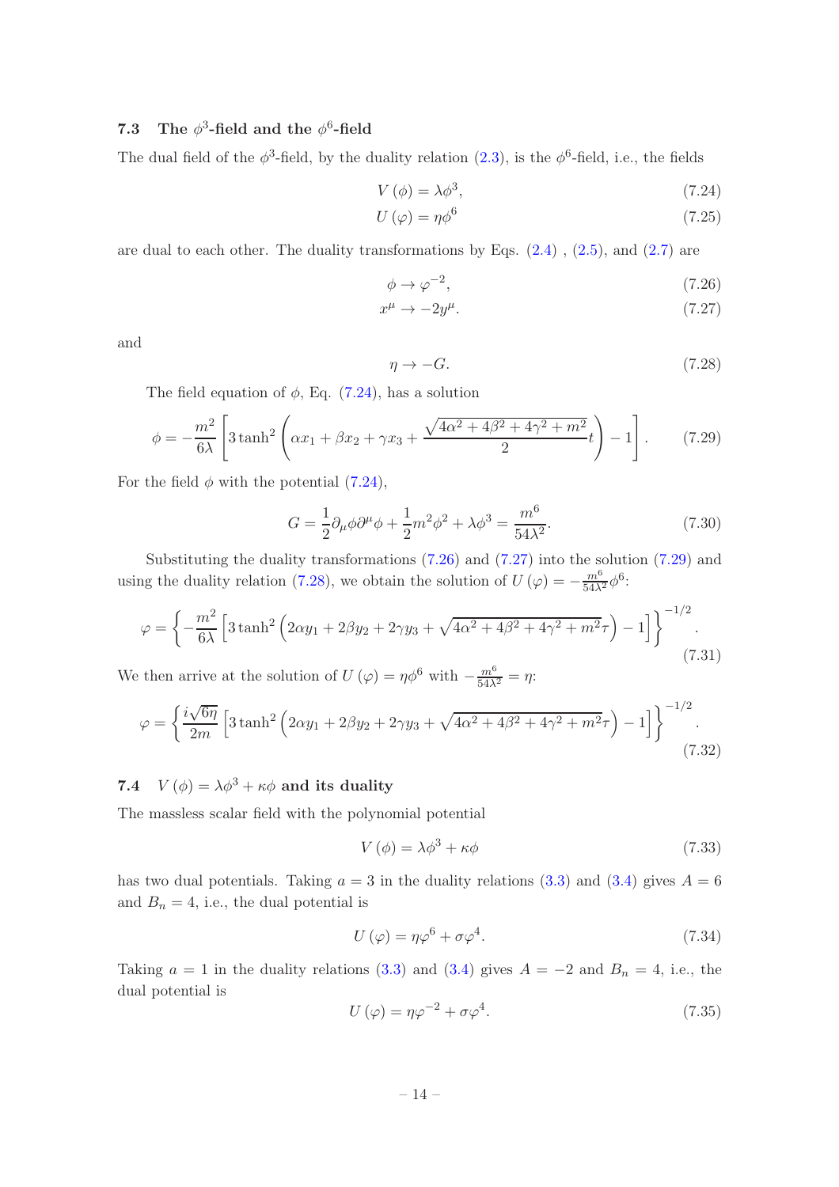### 7.3 The $\phi^3$-field and the $\phi^6$-field

The dual field of the $\phi^3$-field, by the duality relation (2.3), is the $\phi^6$-field, i.e., the fields

$$V(\phi) = \lambda\phi^3, \tag{7.24}$$

$$U(\varphi) = \eta\phi^6 \tag{7.25}$$

are dual to each other. The duality transformations by Eqs. (2.4) , (2.5), and (2.7) are

$$\phi \to \varphi^{-2}, \tag{7.26}$$

$$x^\mu \to -2y^\mu. \tag{7.27}$$

and

$$\eta \to -G. \tag{7.28}$$

The field equation of $\phi$, Eq. (7.24), has a solution

$$\phi = -\frac{m^2}{6\lambda}\left[3\tanh^2\left(\alpha x_1 + \beta x_2 + \gamma x_3 + \frac{\sqrt{4\alpha^2+4\beta^2+4\gamma^2+m^2}}{2}t\right) - 1\right]. \tag{7.29}$$

For the field $\phi$ with the potential (7.24),

$$G = \frac{1}{2}\partial_\mu\phi\partial^\mu\phi + \frac{1}{2}m^2\phi^2 + \lambda\phi^3 = \frac{m^6}{54\lambda^2}. \tag{7.30}$$

Substituting the duality transformations (7.26) and (7.27) into the solution (7.29) and using the duality relation (7.28), we obtain the solution of $U(\varphi) = -\frac{m^6}{54\lambda^2}\phi^6$:

$$\varphi = \left\{-\frac{m^2}{6\lambda}\left[3\tanh^2\left(2\alpha y_1 + 2\beta y_2 + 2\gamma y_3 + \sqrt{4\alpha^2+4\beta^2+4\gamma^2+m^2}\tau\right) - 1\right]\right\}^{-1/2}. \tag{7.31}$$

We then arrive at the solution of $U(\varphi) = \eta\phi^6$ with $-\frac{m^6}{54\lambda^2} = \eta$:

$$\varphi = \left\{\frac{i\sqrt{6\eta}}{2m}\left[3\tanh^2\left(2\alpha y_1 + 2\beta y_2 + 2\gamma y_3 + \sqrt{4\alpha^2+4\beta^2+4\gamma^2+m^2}\tau\right) - 1\right]\right\}^{-1/2}. \tag{7.32}$$

### 7.4 $V(\phi) = \lambda\phi^3 + \kappa\phi$ and its duality

The massless scalar field with the polynomial potential

$$V(\phi) = \lambda\phi^3 + \kappa\phi \tag{7.33}$$

has two dual potentials. Taking $a = 3$ in the duality relations (3.3) and (3.4) gives $A = 6$ and $B_n = 4$, i.e., the dual potential is

$$U(\varphi) = \eta\varphi^6 + \sigma\varphi^4. \tag{7.34}$$

Taking $a = 1$ in the duality relations (3.3) and (3.4) gives $A = -2$ and $B_n = 4$, i.e., the dual potential is

$$U(\varphi) = \eta\varphi^{-2} + \sigma\varphi^4. \tag{7.35}$$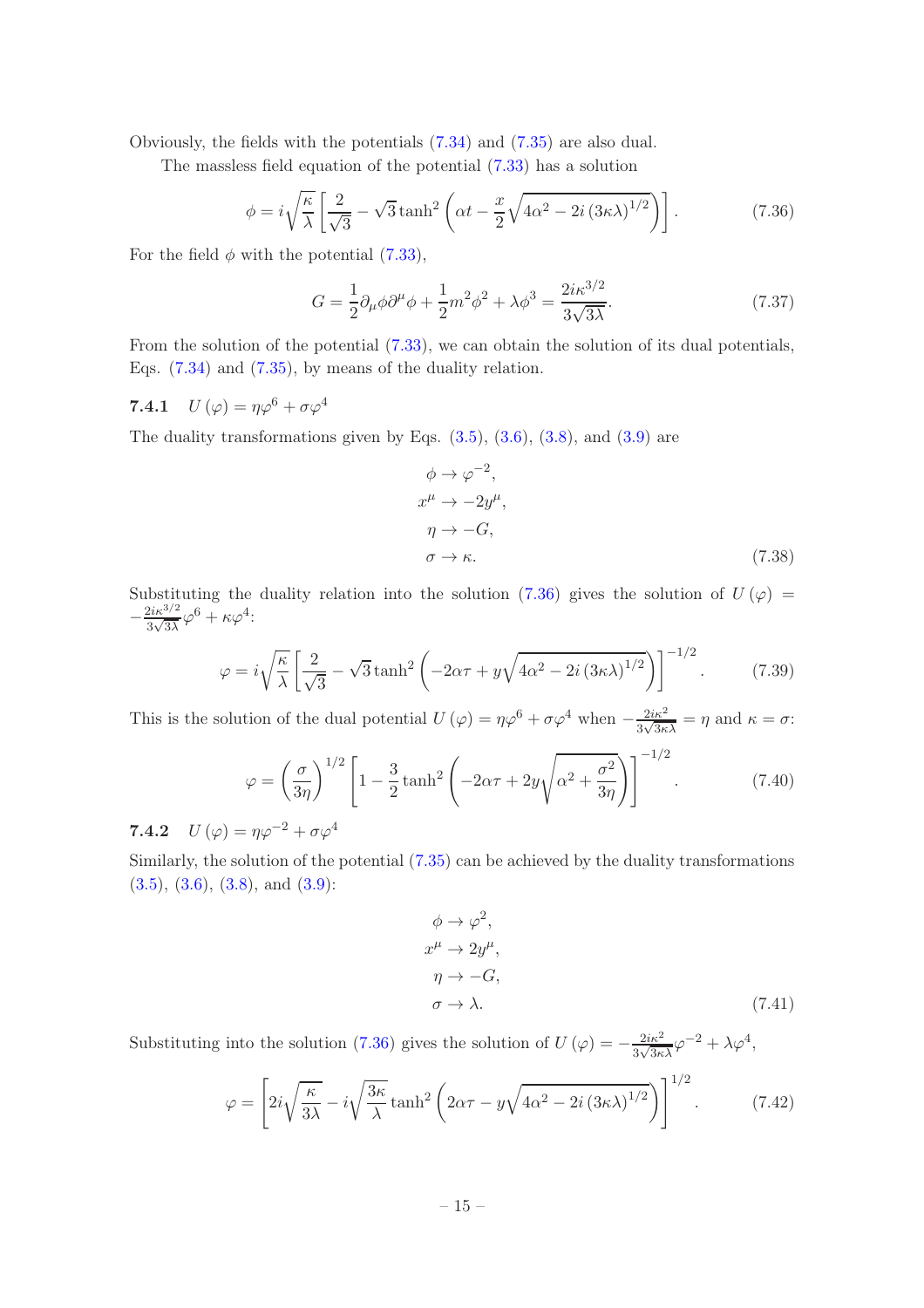Obviously, the fields with the potentials (7.34) and (7.35) are also dual.

The massless field equation of the potential (7.33) has a solution

$$\phi = i\sqrt{\frac{\kappa}{\lambda}}\left[\frac{2}{\sqrt{3}} - \sqrt{3}\tanh^2\left(\alpha t - \frac{x}{2}\sqrt{4\alpha^2 - 2i\left(3\kappa\lambda\right)^{1/2}}\right)\right]. \tag{7.36}$$

For the field $\phi$ with the potential (7.33),

$$G = \frac{1}{2}\partial_\mu\phi\partial^\mu\phi + \frac{1}{2}m^2\phi^2 + \lambda\phi^3 = \frac{2i\kappa^{3/2}}{3\sqrt{3\lambda}}. \tag{7.37}$$

From the solution of the potential (7.33), we can obtain the solution of its dual potentials, Eqs. (7.34) and (7.35), by means of the duality relation.

### 7.4.1 $U(\varphi) = \eta\varphi^6 + \sigma\varphi^4$

The duality transformations given by Eqs. (3.5), (3.6), (3.8), and (3.9) are

$$\begin{aligned}
\phi &\to \varphi^{-2}, \\
x^\mu &\to -2y^\mu, \\
\eta &\to -G, \\
\sigma &\to \kappa.
\end{aligned} \tag{7.38}$$

Substituting the duality relation into the solution (7.36) gives the solution of $U(\varphi) = -\frac{2i\kappa^{3/2}}{3\sqrt{3\lambda}}\varphi^6 + \kappa\varphi^4$:

$$\varphi = i\sqrt{\frac{\kappa}{\lambda}}\left[\frac{2}{\sqrt{3}} - \sqrt{3}\tanh^2\left(-2\alpha\tau + y\sqrt{4\alpha^2 - 2i\left(3\kappa\lambda\right)^{1/2}}\right)\right]^{-1/2}. \tag{7.39}$$

This is the solution of the dual potential $U(\varphi) = \eta\varphi^6 + \sigma\varphi^4$ when $-\frac{2i\kappa^2}{3\sqrt{3\kappa\lambda}} = \eta$ and $\kappa = \sigma$:

$$\varphi = \left(\frac{\sigma}{3\eta}\right)^{1/2}\left[1 - \frac{3}{2}\tanh^2\left(-2\alpha\tau + 2y\sqrt{\alpha^2 + \frac{\sigma^2}{3\eta}}\right)\right]^{-1/2}. \tag{7.40}$$

### 7.4.2 $U(\varphi) = \eta\varphi^{-2} + \sigma\varphi^4$

Similarly, the solution of the potential (7.35) can be achieved by the duality transformations (3.5), (3.6), (3.8), and (3.9):

$$\begin{aligned}
\phi &\to \varphi^2, \\
x^\mu &\to 2y^\mu, \\
\eta &\to -G, \\
\sigma &\to \lambda.
\end{aligned} \tag{7.41}$$

Substituting into the solution (7.36) gives the solution of $U(\varphi) = -\frac{2i\kappa^2}{3\sqrt{3\kappa\lambda}}\varphi^{-2} + \lambda\varphi^4$,

$$\varphi = \left[2i\sqrt{\frac{\kappa}{3\lambda}} - i\sqrt{\frac{3\kappa}{\lambda}}\tanh^2\left(2\alpha\tau - y\sqrt{4\alpha^2 - 2i\left(3\kappa\lambda\right)^{1/2}}\right)\right]^{1/2}. \tag{7.42}$$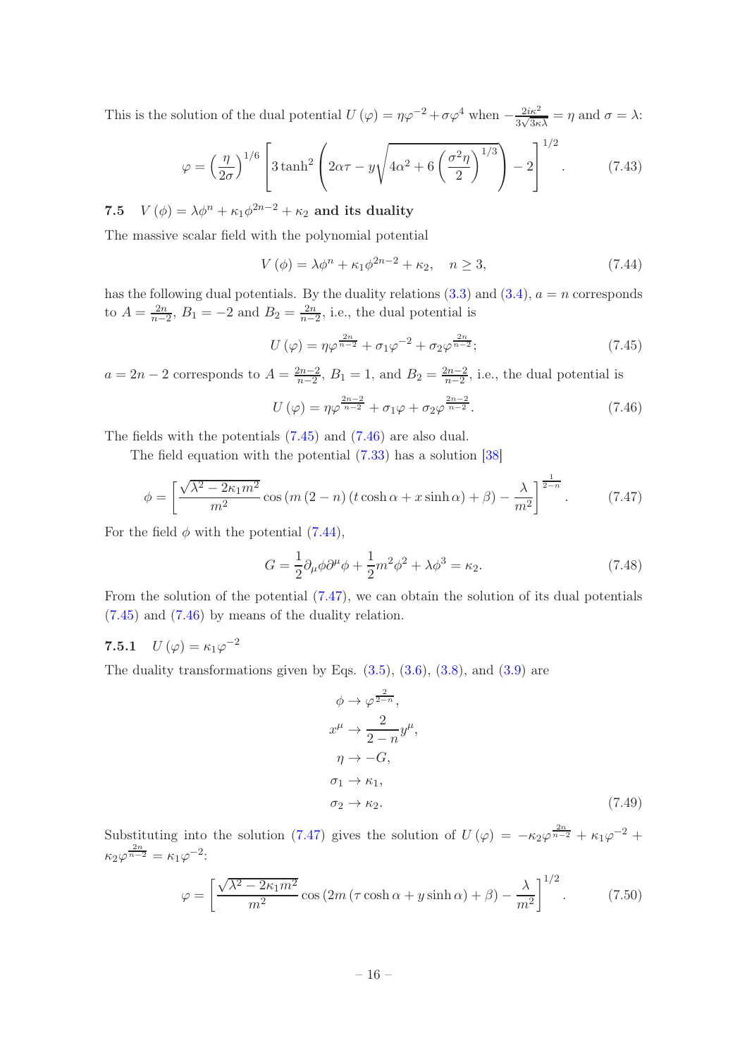This is the solution of the dual potential $U(\varphi) = \eta\varphi^{-2} + \sigma\varphi^4$ when $-\frac{2i\kappa^2}{3\sqrt{3\kappa\lambda}} = \eta$ and $\sigma = \lambda$:

$$\varphi = \left(\frac{\eta}{2\sigma}\right)^{1/6} \left[3\tanh^2\left(2\alpha\tau - y\sqrt{4\alpha^2 + 6\left(\frac{\sigma^2\eta}{2}\right)^{1/3}}\right) - 2\right]^{1/2}. \tag{7.43}$$

## 7.5 $V(\phi) = \lambda\phi^n + \kappa_1\phi^{2n-2} + \kappa_2$ and its duality

The massive scalar field with the polynomial potential

$$V(\phi) = \lambda\phi^n + \kappa_1\phi^{2n-2} + \kappa_2, \quad n \geq 3, \tag{7.44}$$

has the following dual potentials. By the duality relations (3.3) and (3.4), $a = n$ corresponds to $A = \frac{2n}{n-2}$, $B_1 = -2$ and $B_2 = \frac{2n}{n-2}$, i.e., the dual potential is

$$U(\varphi) = \eta\varphi^{\frac{2n}{n-2}} + \sigma_1\varphi^{-2} + \sigma_2\varphi^{\frac{2n}{n-2}}; \tag{7.45}$$

$a = 2n-2$ corresponds to $A = \frac{2n-2}{n-2}$, $B_1 = 1$, and $B_2 = \frac{2n-2}{n-2}$, i.e., the dual potential is

$$U(\varphi) = \eta\varphi^{\frac{2n-2}{n-2}} + \sigma_1\varphi + \sigma_2\varphi^{\frac{2n-2}{n-2}}. \tag{7.46}$$

The fields with the potentials (7.45) and (7.46) are also dual.

The field equation with the potential (7.33) has a solution [38]

$$\phi = \left[\frac{\sqrt{\lambda^2 - 2\kappa_1 m^2}}{m^2}\cos\left(m(2-n)(t\cosh\alpha + x\sinh\alpha) + \beta\right) - \frac{\lambda}{m^2}\right]^{\frac{1}{2-n}}. \tag{7.47}$$

For the field $\phi$ with the potential (7.44),

$$G = \frac{1}{2}\partial_\mu\phi\partial^\mu\phi + \frac{1}{2}m^2\phi^2 + \lambda\phi^3 = \kappa_2. \tag{7.48}$$

From the solution of the potential (7.47), we can obtain the solution of its dual potentials (7.45) and (7.46) by means of the duality relation.

### 7.5.1 $U(\varphi) = \kappa_1\varphi^{-2}$

The duality transformations given by Eqs. (3.5), (3.6), (3.8), and (3.9) are

$$\begin{aligned}
\phi &\to \varphi^{\frac{2}{2-n}}, \\
x^\mu &\to \frac{2}{2-n}y^\mu, \\
\eta &\to -G, \\
\sigma_1 &\to \kappa_1, \\
\sigma_2 &\to \kappa_2.
\end{aligned} \tag{7.49}$$

Substituting into the solution (7.47) gives the solution of $U(\varphi) = -\kappa_2\varphi^{\frac{2n}{n-2}} + \kappa_1\varphi^{-2} + \kappa_2\varphi^{\frac{2n}{n-2}} = \kappa_1\varphi^{-2}$:

$$\varphi = \left[\frac{\sqrt{\lambda^2 - 2\kappa_1 m^2}}{m^2}\cos\left(2m(\tau\cosh\alpha + y\sinh\alpha) + \beta\right) - \frac{\lambda}{m^2}\right]^{1/2}. \tag{7.50}$$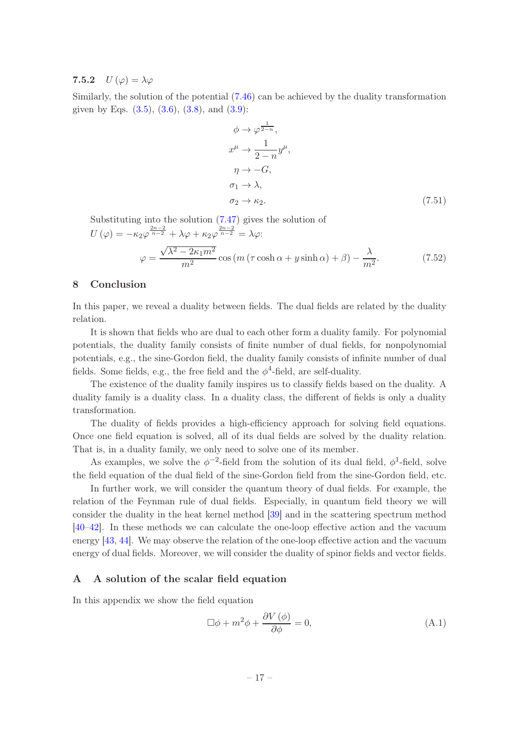### 7.5.2 $U(\varphi) = \lambda\varphi$

Similarly, the solution of the potential (7.46) can be achieved by the duality transformation given by Eqs. (3.5), (3.6), (3.8), and (3.9):

$$
\begin{aligned}
\phi &\to \varphi^{\frac{1}{2-n}}, \\
x^{\mu} &\to \frac{1}{2-n} y^{\mu}, \\
\eta &\to -G, \\
\sigma_1 &\to \lambda, \\
\sigma_2 &\to \kappa_2.
\end{aligned}
\tag{7.51}
$$

Substituting into the solution (7.47) gives the solution of $U(\varphi) = -\kappa_2 \varphi^{\frac{2n-2}{n-2}} + \lambda\varphi + \kappa_2 \varphi^{\frac{2n-2}{n-2}} = \lambda\varphi$:

$$
\varphi = \frac{\sqrt{\lambda^2 - 2\kappa_1 m^2}}{m^2} \cos\left(m\left(\tau\cosh\alpha + y\sinh\alpha\right) + \beta\right) - \frac{\lambda}{m^2}. \tag{7.52}
$$

## 8 Conclusion

In this paper, we reveal a duality between fields. The dual fields are related by the duality relation.

It is shown that fields who are dual to each other form a duality family. For polynomial potentials, the duality family consists of finite number of dual fields, for nonpolynomial potentials, e.g., the sine-Gordon field, the duality family consists of infinite number of dual fields. Some fields, e.g., the free field and the $\phi^4$-field, are self-duality.

The existence of the duality family inspires us to classify fields based on the duality. A duality family is a duality class. In a duality class, the different of fields is only a duality transformation.

The duality of fields provides a high-efficiency approach for solving field equations. Once one field equation is solved, all of its dual fields are solved by the duality relation. That is, in a duality family, we only need to solve one of its member.

As examples, we solve the $\phi^{-2}$-field from the solution of its dual field, $\phi^1$-field, solve the field equation of the dual field of the sine-Gordon field from the sine-Gordon field, etc.

In further work, we will consider the quantum theory of dual fields. For example, the relation of the Feynman rule of dual fields. Especially, in quantum field theory we will consider the duality in the heat kernel method [39] and in the scattering spectrum method [40–42]. In these methods we can calculate the one-loop effective action and the vacuum energy [43, 44]. We may observe the relation of the one-loop effective action and the vacuum energy of dual fields. Moreover, we will consider the duality of spinor fields and vector fields.

## A A solution of the scalar field equation

In this appendix we show the field equation

$$
\Box\phi + m^2\phi + \frac{\partial V(\phi)}{\partial\phi} = 0, \tag{A.1}
$$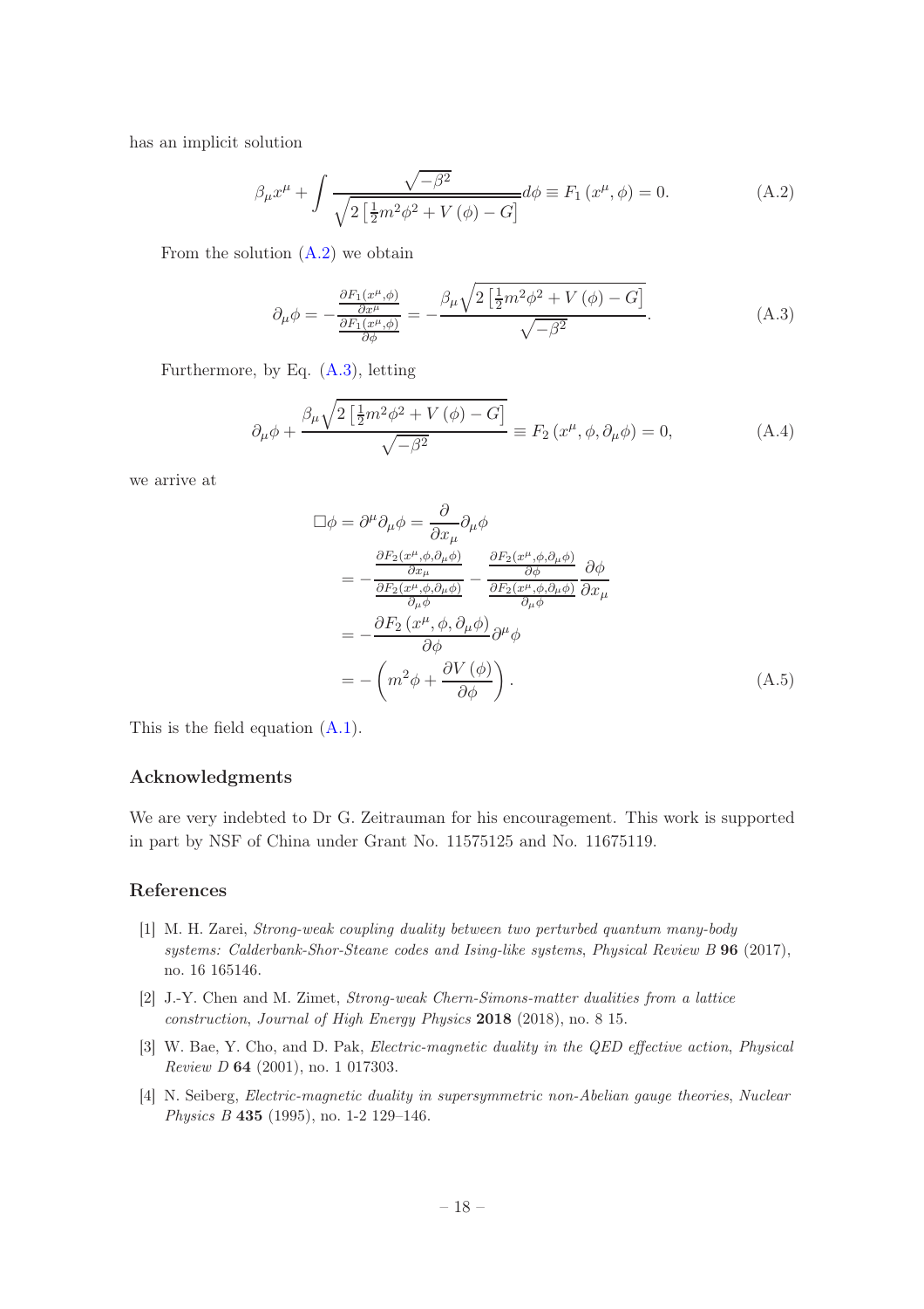has an implicit solution

$$\beta_\mu x^\mu + \int \frac{\sqrt{-\beta^2}}{\sqrt{2\left[\frac{1}{2}m^2\phi^2 + V(\phi) - G\right]}} d\phi \equiv F_1(x^\mu, \phi) = 0. \tag{A.2}$$

From the solution (A.2) we obtain

$$\partial_\mu \phi = -\frac{\frac{\partial F_1(x^\mu,\phi)}{\partial x^\mu}}{\frac{\partial F_1(x^\mu,\phi)}{\partial \phi}} = -\frac{\beta_\mu \sqrt{2\left[\frac{1}{2}m^2\phi^2 + V(\phi) - G\right]}}{\sqrt{-\beta^2}}. \tag{A.3}$$

Furthermore, by Eq. (A.3), letting

$$\partial_\mu \phi + \frac{\beta_\mu \sqrt{2\left[\frac{1}{2}m^2\phi^2 + V(\phi) - G\right]}}{\sqrt{-\beta^2}} \equiv F_2(x^\mu, \phi, \partial_\mu \phi) = 0, \tag{A.4}$$

we arrive at

$$\begin{aligned}
\Box \phi = \partial^\mu \partial_\mu \phi &= \frac{\partial}{\partial x_\mu} \partial_\mu \phi \\
&= -\frac{\frac{\partial F_2(x^\mu,\phi,\partial_\mu\phi)}{\partial x_\mu}}{\frac{\partial F_2(x^\mu,\phi,\partial_\mu\phi)}{\partial_\mu \phi}} - \frac{\frac{\partial F_2(x^\mu,\phi,\partial_\mu\phi)}{\partial \phi}}{\frac{\partial F_2(x^\mu,\phi,\partial_\mu\phi)}{\partial_\mu \phi}} \frac{\partial \phi}{\partial x_\mu} \\
&= -\frac{\partial F_2(x^\mu, \phi, \partial_\mu \phi)}{\partial \phi} \partial^\mu \phi \\
&= -\left(m^2 \phi + \frac{\partial V(\phi)}{\partial \phi}\right).
\end{aligned} \tag{A.5}$$

This is the field equation (A.1).

## Acknowledgments

We are very indebted to Dr G. Zeitrauman for his encouragement. This work is supported in part by NSF of China under Grant No. 11575125 and No. 11675119.

## References

[1] M. H. Zarei, *Strong-weak coupling duality between two perturbed quantum many-body systems: Calderbank-Shor-Steane codes and Ising-like systems*, *Physical Review B* **96** (2017), no. 16 165146.

[2] J.-Y. Chen and M. Zimet, *Strong-weak Chern-Simons-matter dualities from a lattice construction*, *Journal of High Energy Physics* **2018** (2018), no. 8 15.

[3] W. Bae, Y. Cho, and D. Pak, *Electric-magnetic duality in the QED effective action*, *Physical Review D* **64** (2001), no. 1 017303.

[4] N. Seiberg, *Electric-magnetic duality in supersymmetric non-Abelian gauge theories*, *Nuclear Physics B* **435** (1995), no. 1-2 129–146.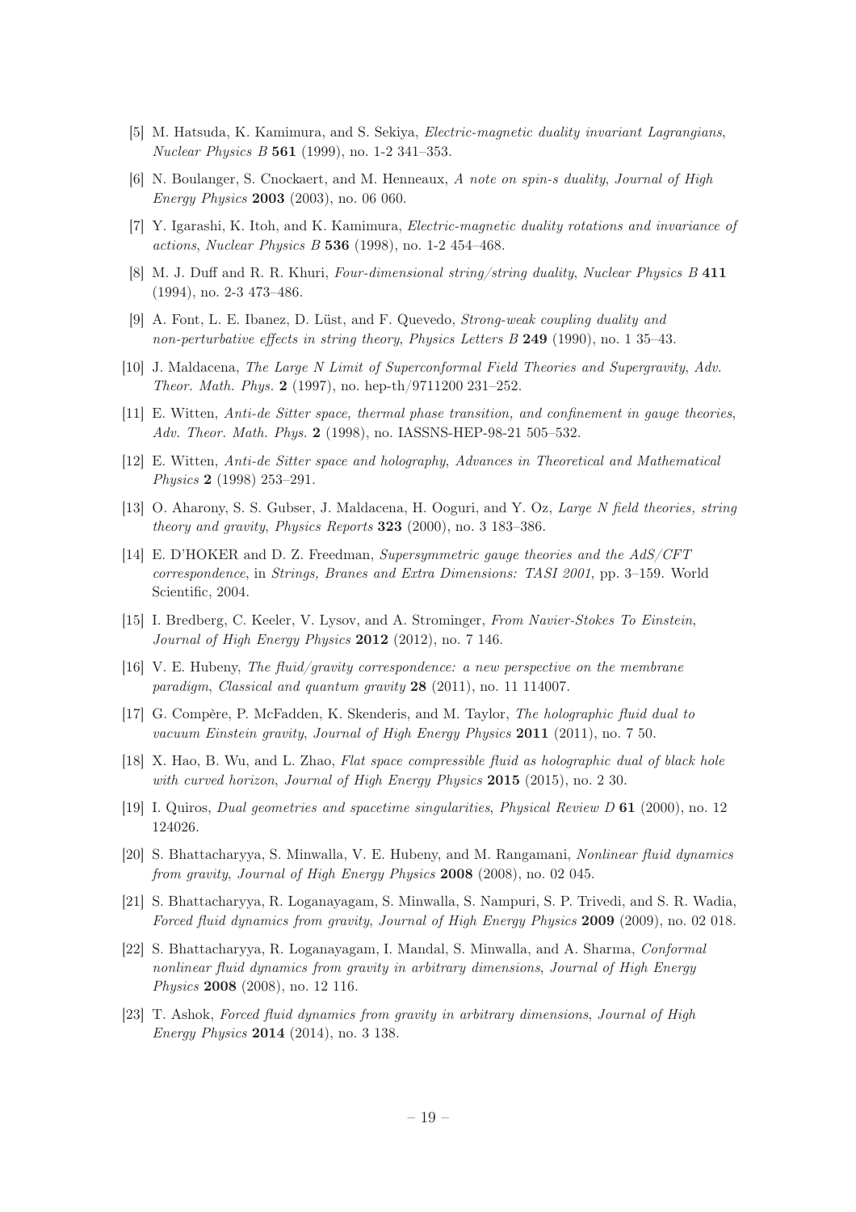- [5] M. Hatsuda, K. Kamimura, and S. Sekiya, *Electric-magnetic duality invariant Lagrangians*, *Nuclear Physics B* **561** (1999), no. 1-2 341–353.
- [6] N. Boulanger, S. Cnockaert, and M. Henneaux, *A note on spin-s duality*, *Journal of High Energy Physics* **2003** (2003), no. 06 060.
- [7] Y. Igarashi, K. Itoh, and K. Kamimura, *Electric-magnetic duality rotations and invariance of actions*, *Nuclear Physics B* **536** (1998), no. 1-2 454–468.
- [8] M. J. Duff and R. R. Khuri, *Four-dimensional string/string duality*, *Nuclear Physics B* **411** (1994), no. 2-3 473–486.
- [9] A. Font, L. E. Ibanez, D. Lüst, and F. Quevedo, *Strong-weak coupling duality and non-perturbative effects in string theory*, *Physics Letters B* **249** (1990), no. 1 35–43.
- [10] J. Maldacena, *The Large N Limit of Superconformal Field Theories and Supergravity*, *Adv. Theor. Math. Phys.* **2** (1997), no. hep-th/9711200 231–252.
- [11] E. Witten, *Anti-de Sitter space, thermal phase transition, and confinement in gauge theories*, *Adv. Theor. Math. Phys.* **2** (1998), no. IASSNS-HEP-98-21 505–532.
- [12] E. Witten, *Anti-de Sitter space and holography*, *Advances in Theoretical and Mathematical Physics* **2** (1998) 253–291.
- [13] O. Aharony, S. S. Gubser, J. Maldacena, H. Ooguri, and Y. Oz, *Large N field theories, string theory and gravity*, *Physics Reports* **323** (2000), no. 3 183–386.
- [14] E. D'HOKER and D. Z. Freedman, *Supersymmetric gauge theories and the AdS/CFT correspondence*, in *Strings, Branes and Extra Dimensions: TASI 2001*, pp. 3–159. World Scientific, 2004.
- [15] I. Bredberg, C. Keeler, V. Lysov, and A. Strominger, *From Navier-Stokes To Einstein*, *Journal of High Energy Physics* **2012** (2012), no. 7 146.
- [16] V. E. Hubeny, *The fluid/gravity correspondence: a new perspective on the membrane paradigm*, *Classical and quantum gravity* **28** (2011), no. 11 114007.
- [17] G. Compère, P. McFadden, K. Skenderis, and M. Taylor, *The holographic fluid dual to vacuum Einstein gravity*, *Journal of High Energy Physics* **2011** (2011), no. 7 50.
- [18] X. Hao, B. Wu, and L. Zhao, *Flat space compressible fluid as holographic dual of black hole with curved horizon*, *Journal of High Energy Physics* **2015** (2015), no. 2 30.
- [19] I. Quiros, *Dual geometries and spacetime singularities*, *Physical Review D* **61** (2000), no. 12 124026.
- [20] S. Bhattacharyya, S. Minwalla, V. E. Hubeny, and M. Rangamani, *Nonlinear fluid dynamics from gravity*, *Journal of High Energy Physics* **2008** (2008), no. 02 045.
- [21] S. Bhattacharyya, R. Loganayagam, S. Minwalla, S. Nampuri, S. P. Trivedi, and S. R. Wadia, *Forced fluid dynamics from gravity*, *Journal of High Energy Physics* **2009** (2009), no. 02 018.
- [22] S. Bhattacharyya, R. Loganayagam, I. Mandal, S. Minwalla, and A. Sharma, *Conformal nonlinear fluid dynamics from gravity in arbitrary dimensions*, *Journal of High Energy Physics* **2008** (2008), no. 12 116.
- [23] T. Ashok, *Forced fluid dynamics from gravity in arbitrary dimensions*, *Journal of High Energy Physics* **2014** (2014), no. 3 138.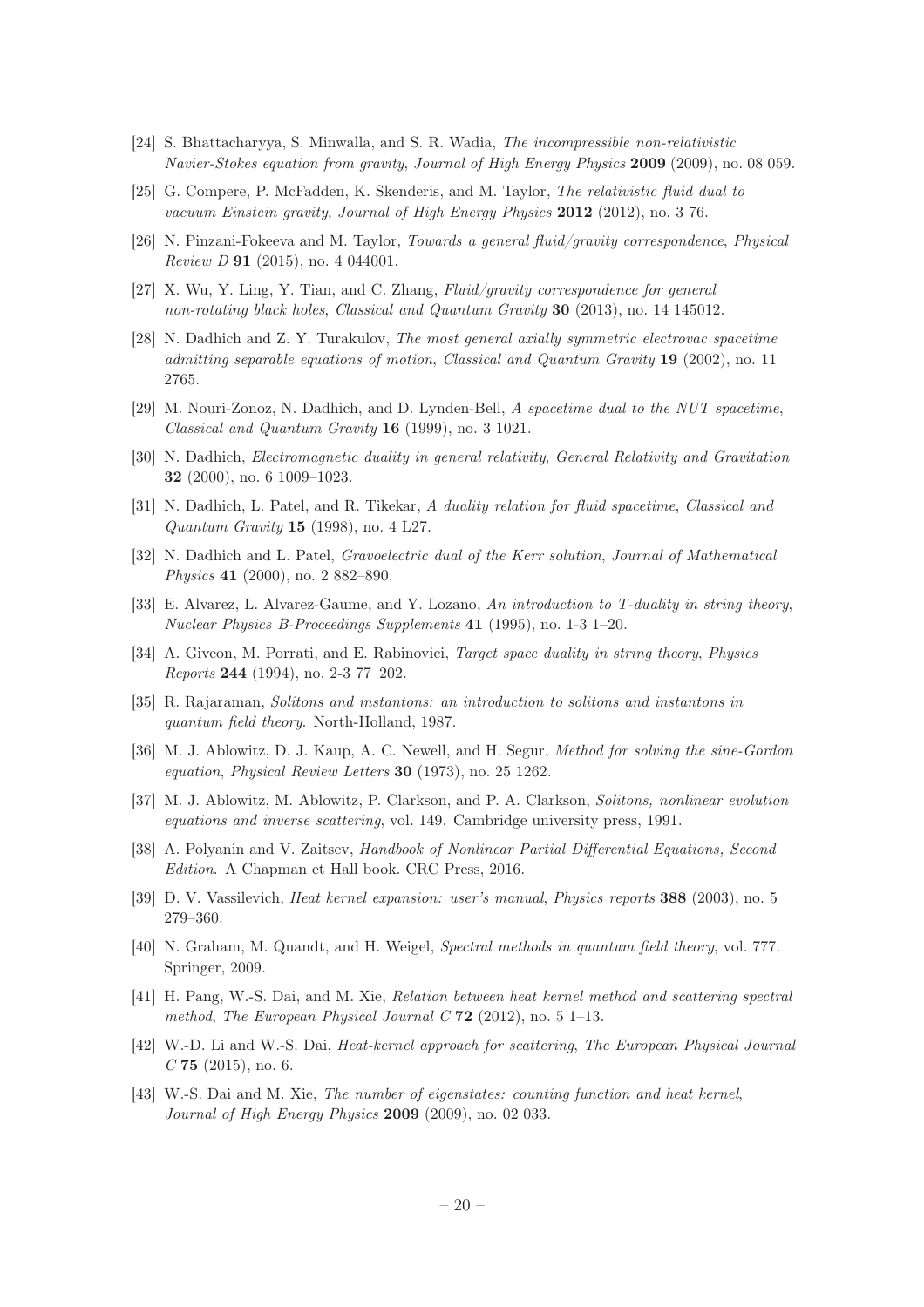[24] S. Bhattacharyya, S. Minwalla, and S. R. Wadia, *The incompressible non-relativistic Navier-Stokes equation from gravity*, *Journal of High Energy Physics* **2009** (2009), no. 08 059.

[25] G. Compere, P. McFadden, K. Skenderis, and M. Taylor, *The relativistic fluid dual to vacuum Einstein gravity*, *Journal of High Energy Physics* **2012** (2012), no. 3 76.

[26] N. Pinzani-Fokeeva and M. Taylor, *Towards a general fluid/gravity correspondence*, *Physical Review D* **91** (2015), no. 4 044001.

[27] X. Wu, Y. Ling, Y. Tian, and C. Zhang, *Fluid/gravity correspondence for general non-rotating black holes*, *Classical and Quantum Gravity* **30** (2013), no. 14 145012.

[28] N. Dadhich and Z. Y. Turakulov, *The most general axially symmetric electrovac spacetime admitting separable equations of motion*, *Classical and Quantum Gravity* **19** (2002), no. 11 2765.

[29] M. Nouri-Zonoz, N. Dadhich, and D. Lynden-Bell, *A spacetime dual to the NUT spacetime*, *Classical and Quantum Gravity* **16** (1999), no. 3 1021.

[30] N. Dadhich, *Electromagnetic duality in general relativity*, *General Relativity and Gravitation* **32** (2000), no. 6 1009–1023.

[31] N. Dadhich, L. Patel, and R. Tikekar, *A duality relation for fluid spacetime*, *Classical and Quantum Gravity* **15** (1998), no. 4 L27.

[32] N. Dadhich and L. Patel, *Gravoelectric dual of the Kerr solution*, *Journal of Mathematical Physics* **41** (2000), no. 2 882–890.

[33] E. Alvarez, L. Alvarez-Gaume, and Y. Lozano, *An introduction to T-duality in string theory*, *Nuclear Physics B-Proceedings Supplements* **41** (1995), no. 1-3 1–20.

[34] A. Giveon, M. Porrati, and E. Rabinovici, *Target space duality in string theory*, *Physics Reports* **244** (1994), no. 2-3 77–202.

[35] R. Rajaraman, *Solitons and instantons: an introduction to solitons and instantons in quantum field theory*. North-Holland, 1987.

[36] M. J. Ablowitz, D. J. Kaup, A. C. Newell, and H. Segur, *Method for solving the sine-Gordon equation*, *Physical Review Letters* **30** (1973), no. 25 1262.

[37] M. J. Ablowitz, M. Ablowitz, P. Clarkson, and P. A. Clarkson, *Solitons, nonlinear evolution equations and inverse scattering*, vol. 149. Cambridge university press, 1991.

[38] A. Polyanin and V. Zaitsev, *Handbook of Nonlinear Partial Differential Equations, Second Edition*. A Chapman et Hall book. CRC Press, 2016.

[39] D. V. Vassilevich, *Heat kernel expansion: user's manual*, *Physics reports* **388** (2003), no. 5 279–360.

[40] N. Graham, M. Quandt, and H. Weigel, *Spectral methods in quantum field theory*, vol. 777. Springer, 2009.

[41] H. Pang, W.-S. Dai, and M. Xie, *Relation between heat kernel method and scattering spectral method*, *The European Physical Journal C* **72** (2012), no. 5 1–13.

[42] W.-D. Li and W.-S. Dai, *Heat-kernel approach for scattering*, *The European Physical Journal C* **75** (2015), no. 6.

[43] W.-S. Dai and M. Xie, *The number of eigenstates: counting function and heat kernel*, *Journal of High Energy Physics* **2009** (2009), no. 02 033.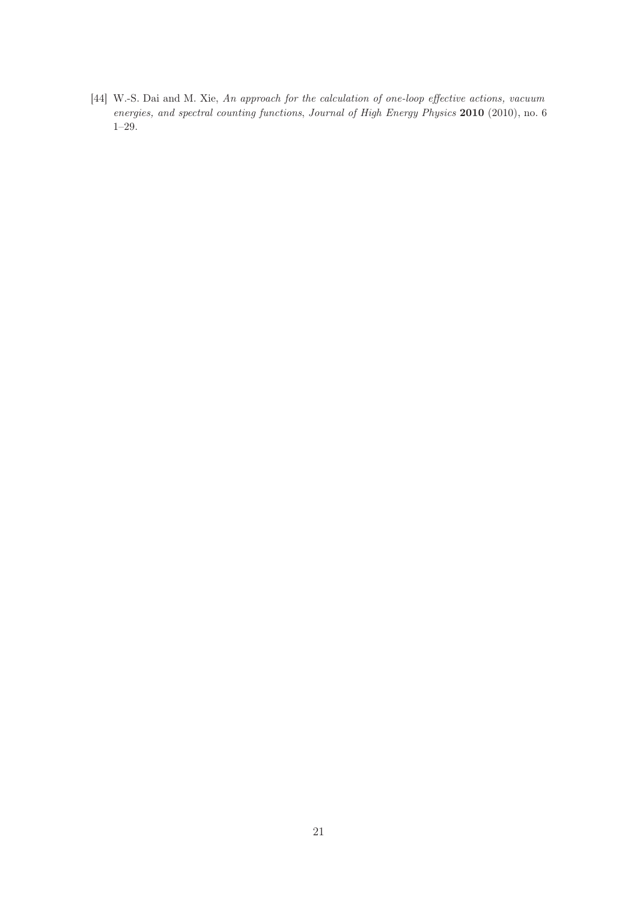[44] W.-S. Dai and M. Xie, *An approach for the calculation of one-loop effective actions, vacuum energies, and spectral counting functions*, *Journal of High Energy Physics* **2010** (2010), no. 6 1–29.